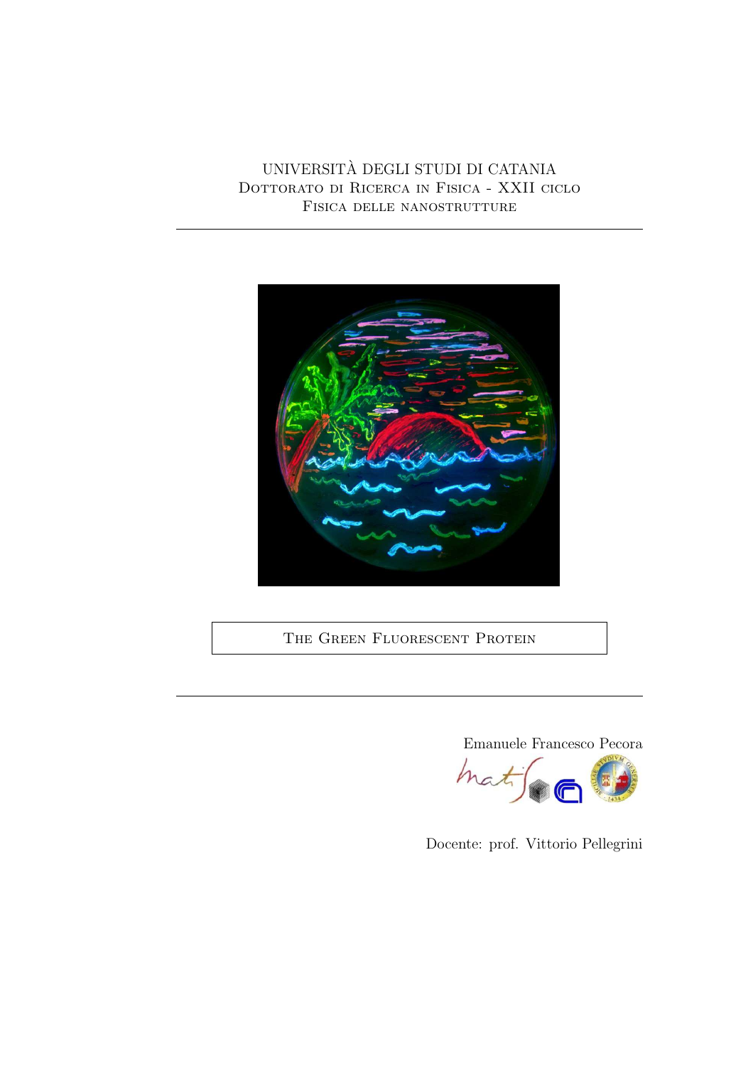UNIVERSITÀ DEGLI STUDI DI CATANIA

Dottorato di Ricerca in Fisica - XXII ciclo

Fisica delle nanostrutture

# The Green Fluorescent Protein

Emanuele Francesco Pecora

Docente: prof. Vittorio Pellegrini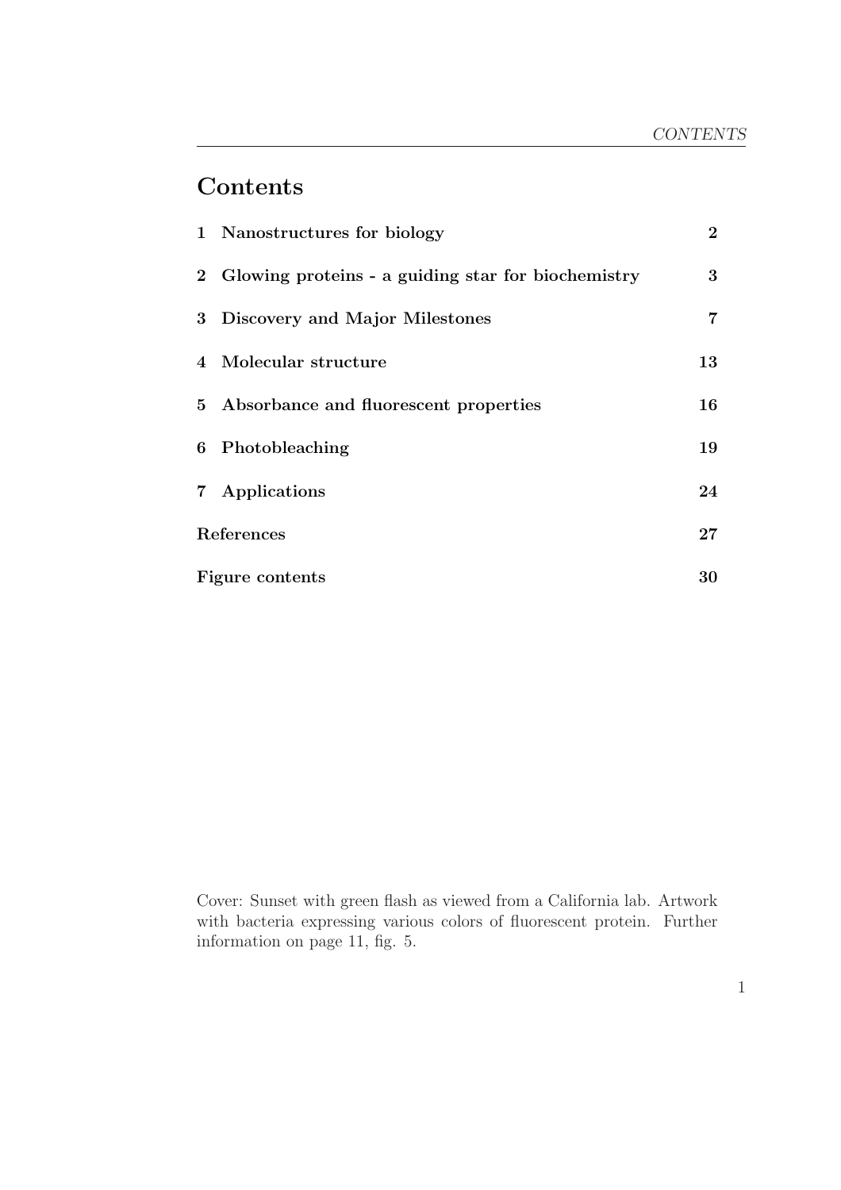# Contents

| | | |
|---|---|---|
| 1 | **Nanostructures for biology** | **2** |
| 2 | **Glowing proteins - a guiding star for biochemistry** | **3** |
| 3 | **Discovery and Major Milestones** | **7** |
| 4 | **Molecular structure** | **13** |
| 5 | **Absorbance and fluorescent properties** | **16** |
| 6 | **Photobleaching** | **19** |
| 7 | **Applications** | **24** |
| | **References** | **27** |
| | **Figure contents** | **30** |

Cover: Sunset with green flash as viewed from a California lab. Artwork with bacteria expressing various colors of fluorescent protein. Further information on page 11, fig. 5.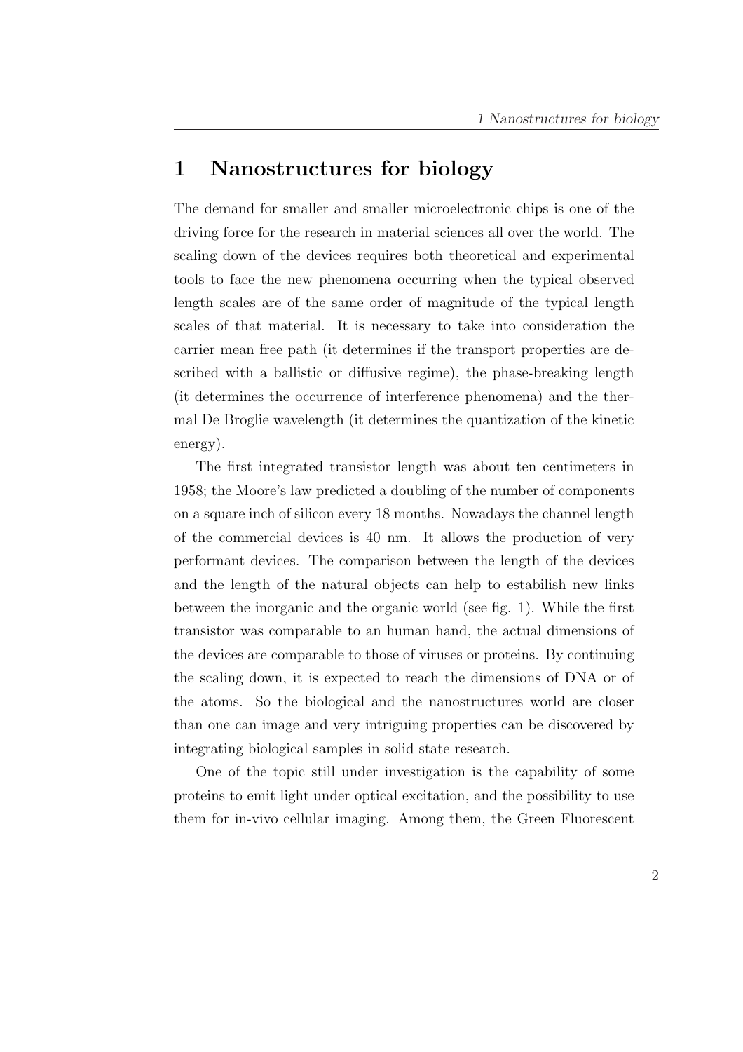# 1 Nanostructures for biology

The demand for smaller and smaller microelectronic chips is one of the driving force for the research in material sciences all over the world. The scaling down of the devices requires both theoretical and experimental tools to face the new phenomena occurring when the typical observed length scales are of the same order of magnitude of the typical length scales of that material. It is necessary to take into consideration the carrier mean free path (it determines if the transport properties are described with a ballistic or diffusive regime), the phase-breaking length (it determines the occurrence of interference phenomena) and the thermal De Broglie wavelength (it determines the quantization of the kinetic energy).

The first integrated transistor length was about ten centimeters in 1958; the Moore's law predicted a doubling of the number of components on a square inch of silicon every 18 months. Nowadays the channel length of the commercial devices is 40 nm. It allows the production of very performant devices. The comparison between the length of the devices and the length of the natural objects can help to estabilish new links between the inorganic and the organic world (see fig. 1). While the first transistor was comparable to an human hand, the actual dimensions of the devices are comparable to those of viruses or proteins. By continuing the scaling down, it is expected to reach the dimensions of DNA or of the atoms. So the biological and the nanostructures world are closer than one can image and very intriguing properties can be discovered by integrating biological samples in solid state research.

One of the topic still under investigation is the capability of some proteins to emit light under optical excitation, and the possibility to use them for in-vivo cellular imaging. Among them, the Green Fluorescent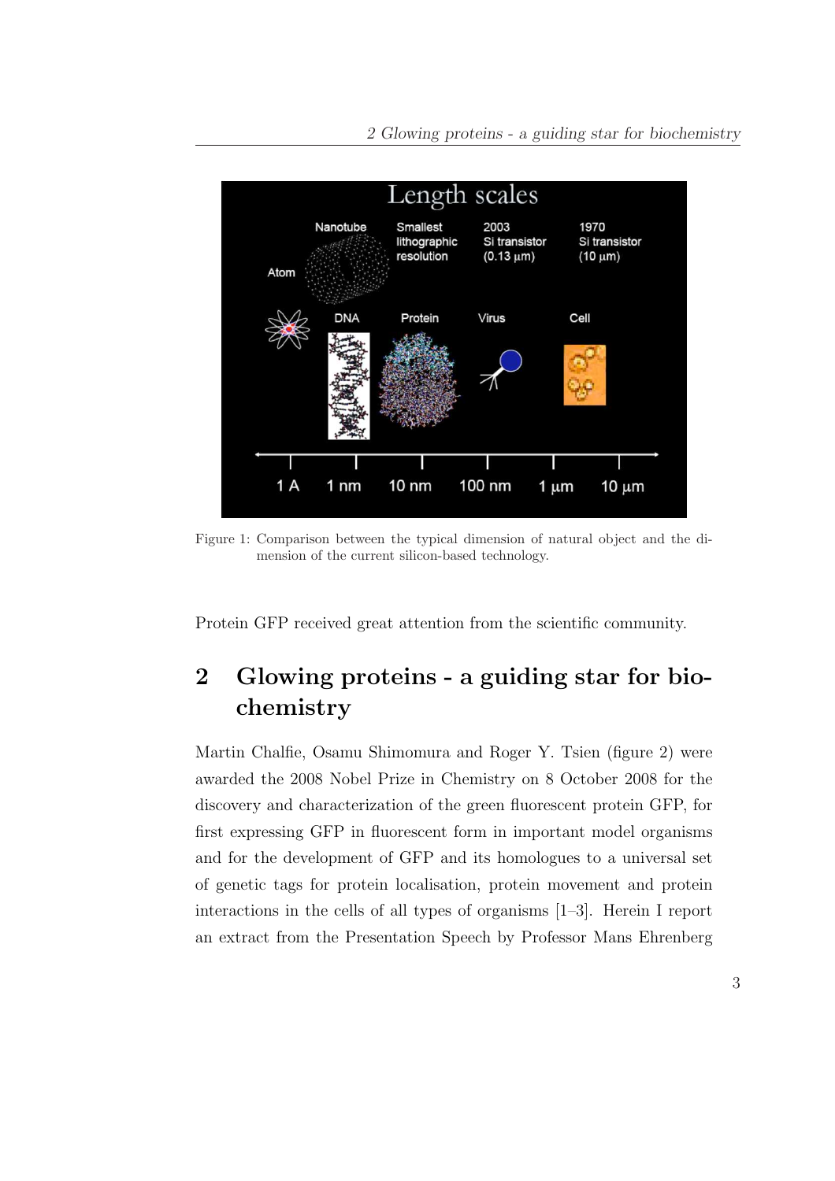Figure 1: Comparison between the typical dimension of natural object and the dimension of the current silicon-based technology.

Protein GFP received great attention from the scientific community.

## 2 Glowing proteins - a guiding star for biochemistry

Martin Chalfie, Osamu Shimomura and Roger Y. Tsien (figure 2) were awarded the 2008 Nobel Prize in Chemistry on 8 October 2008 for the discovery and characterization of the green fluorescent protein GFP, for first expressing GFP in fluorescent form in important model organisms and for the development of GFP and its homologues to a universal set of genetic tags for protein localisation, protein movement and protein interactions in the cells of all types of organisms [1–3]. Herein I report an extract from the Presentation Speech by Professor Mans Ehrenberg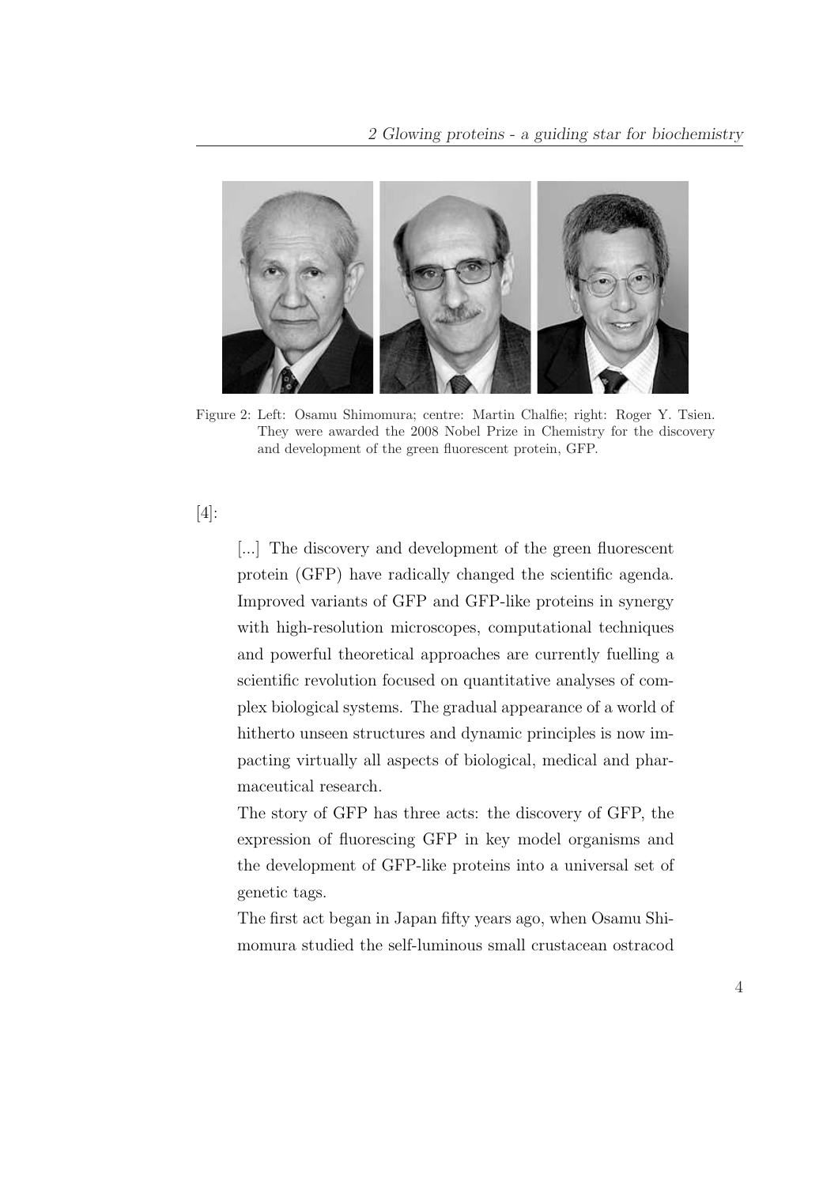Figure 2: Left: Osamu Shimomura; centre: Martin Chalfie; right: Roger Y. Tsien. They were awarded the 2008 Nobel Prize in Chemistry for the discovery and development of the green fluorescent protein, GFP.

[4]:

> [...] The discovery and development of the green fluorescent protein (GFP) have radically changed the scientific agenda. Improved variants of GFP and GFP-like proteins in synergy with high-resolution microscopes, computational techniques and powerful theoretical approaches are currently fuelling a scientific revolution focused on quantitative analyses of complex biological systems. The gradual appearance of a world of hitherto unseen structures and dynamic principles is now impacting virtually all aspects of biological, medical and pharmaceutical research.
>
> The story of GFP has three acts: the discovery of GFP, the expression of fluorescing GFP in key model organisms and the development of GFP-like proteins into a universal set of genetic tags.
>
> The first act began in Japan fifty years ago, when Osamu Shimomura studied the self-luminous small crustacean ostracod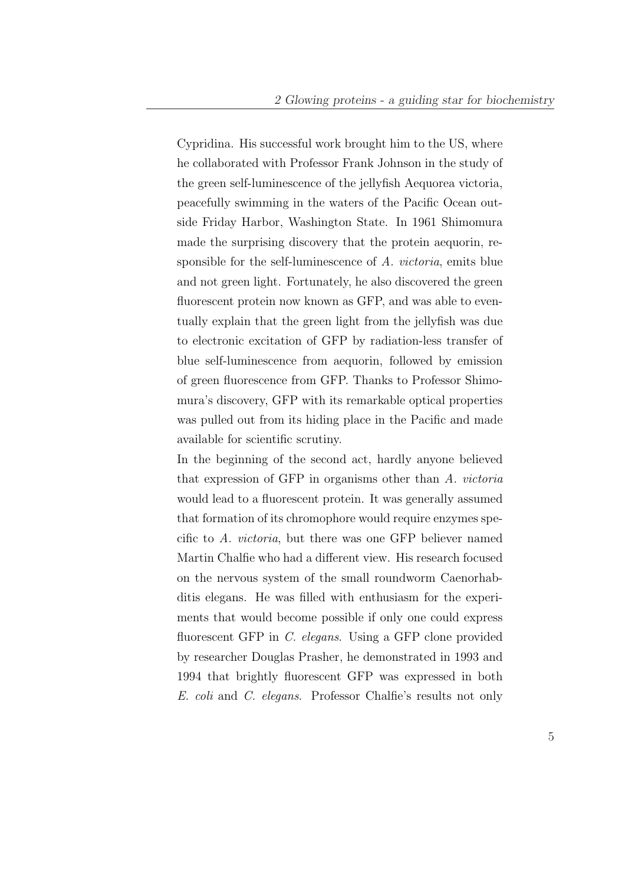Cypridina. His successful work brought him to the US, where he collaborated with Professor Frank Johnson in the study of the green self-luminescence of the jellyfish Aequorea victoria, peacefully swimming in the waters of the Pacific Ocean outside Friday Harbor, Washington State. In 1961 Shimomura made the surprising discovery that the protein aequorin, responsible for the self-luminescence of *A. victoria*, emits blue and not green light. Fortunately, he also discovered the green fluorescent protein now known as GFP, and was able to eventually explain that the green light from the jellyfish was due to electronic excitation of GFP by radiation-less transfer of blue self-luminescence from aequorin, followed by emission of green fluorescence from GFP. Thanks to Professor Shimomura's discovery, GFP with its remarkable optical properties was pulled out from its hiding place in the Pacific and made available for scientific scrutiny.

In the beginning of the second act, hardly anyone believed that expression of GFP in organisms other than *A. victoria* would lead to a fluorescent protein. It was generally assumed that formation of its chromophore would require enzymes specific to *A. victoria*, but there was one GFP believer named Martin Chalfie who had a different view. His research focused on the nervous system of the small roundworm Caenorhabditis elegans. He was filled with enthusiasm for the experiments that would become possible if only one could express fluorescent GFP in *C. elegans*. Using a GFP clone provided by researcher Douglas Prasher, he demonstrated in 1993 and 1994 that brightly fluorescent GFP was expressed in both *E. coli* and *C. elegans*. Professor Chalfie's results not only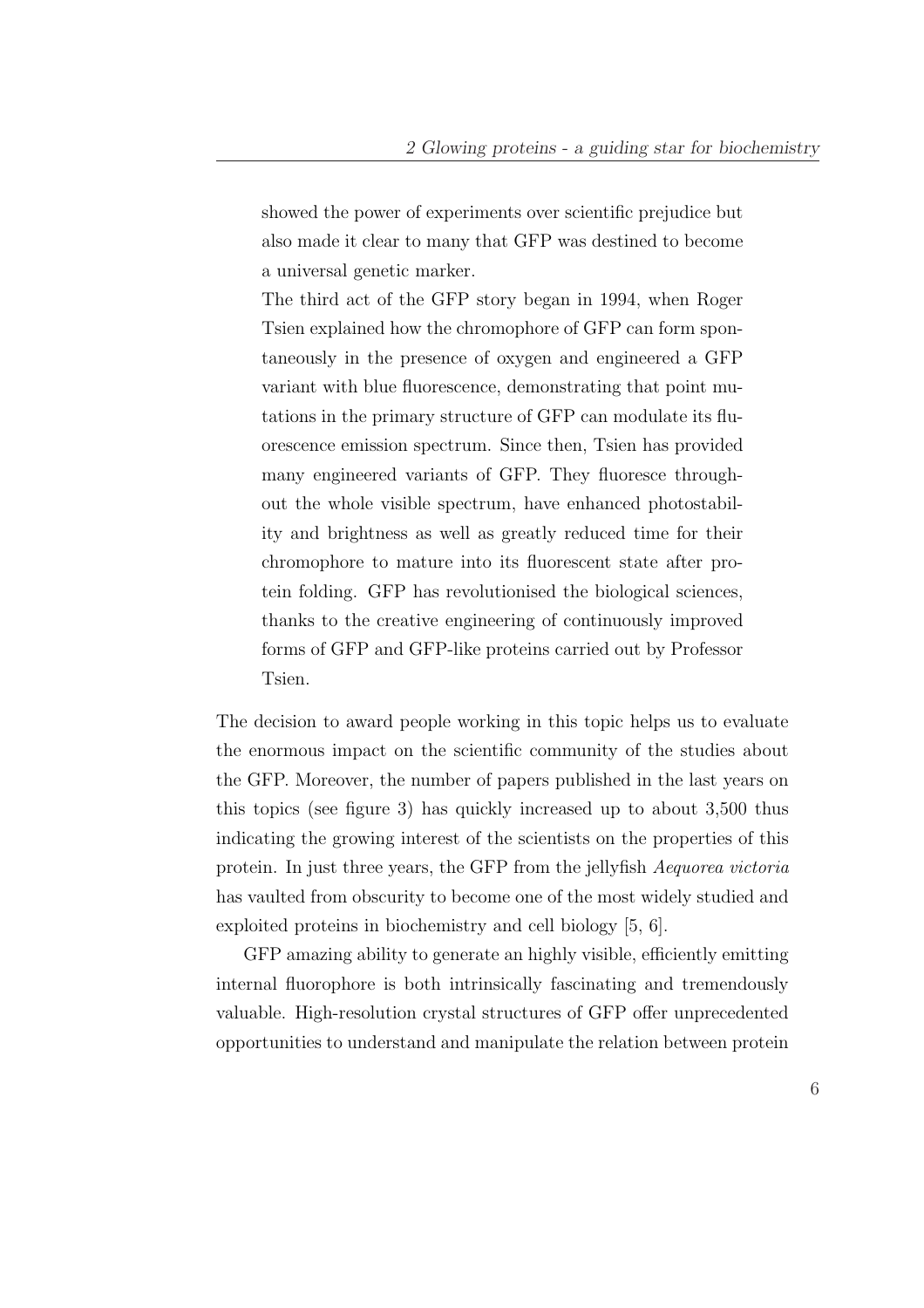> showed the power of experiments over scientific prejudice but also made it clear to many that GFP was destined to become a universal genetic marker.
>
> The third act of the GFP story began in 1994, when Roger Tsien explained how the chromophore of GFP can form spontaneously in the presence of oxygen and engineered a GFP variant with blue fluorescence, demonstrating that point mutations in the primary structure of GFP can modulate its fluorescence emission spectrum. Since then, Tsien has provided many engineered variants of GFP. They fluoresce throughout the whole visible spectrum, have enhanced photostability and brightness as well as greatly reduced time for their chromophore to mature into its fluorescent state after protein folding. GFP has revolutionised the biological sciences, thanks to the creative engineering of continuously improved forms of GFP and GFP-like proteins carried out by Professor Tsien.

The decision to award people working in this topic helps us to evaluate the enormous impact on the scientific community of the studies about the GFP. Moreover, the number of papers published in the last years on this topics (see figure 3) has quickly increased up to about 3,500 thus indicating the growing interest of the scientists on the properties of this protein. In just three years, the GFP from the jellyfish *Aequorea victoria* has vaulted from obscurity to become one of the most widely studied and exploited proteins in biochemistry and cell biology [5, 6].

GFP amazing ability to generate an highly visible, efficiently emitting internal fluorophore is both intrinsically fascinating and tremendously valuable. High-resolution crystal structures of GFP offer unprecedented opportunities to understand and manipulate the relation between protein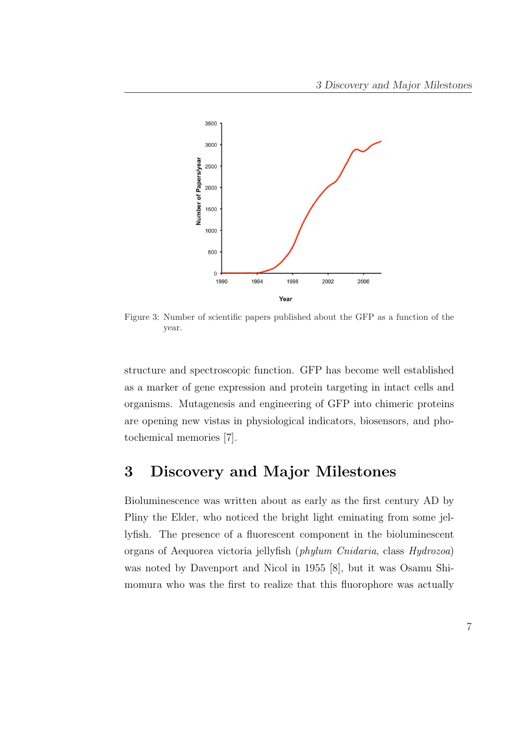Figure 3: Number of scientific papers published about the GFP as a function of the year.

structure and spectroscopic function. GFP has become well established as a marker of gene expression and protein targeting in intact cells and organisms. Mutagenesis and engineering of GFP into chimeric proteins are opening new vistas in physiological indicators, biosensors, and photochemical memories [7].

# 3 Discovery and Major Milestones

Bioluminescence was written about as early as the first century AD by Pliny the Elder, who noticed the bright light eminating from some jellyfish. The presence of a fluorescent component in the bioluminescent organs of Aequorea victoria jellyfish (*phylum Cnidaria*, class *Hydrozoa*) was noted by Davenport and Nicol in 1955 [8], but it was Osamu Shimomura who was the first to realize that this fluorophore was actually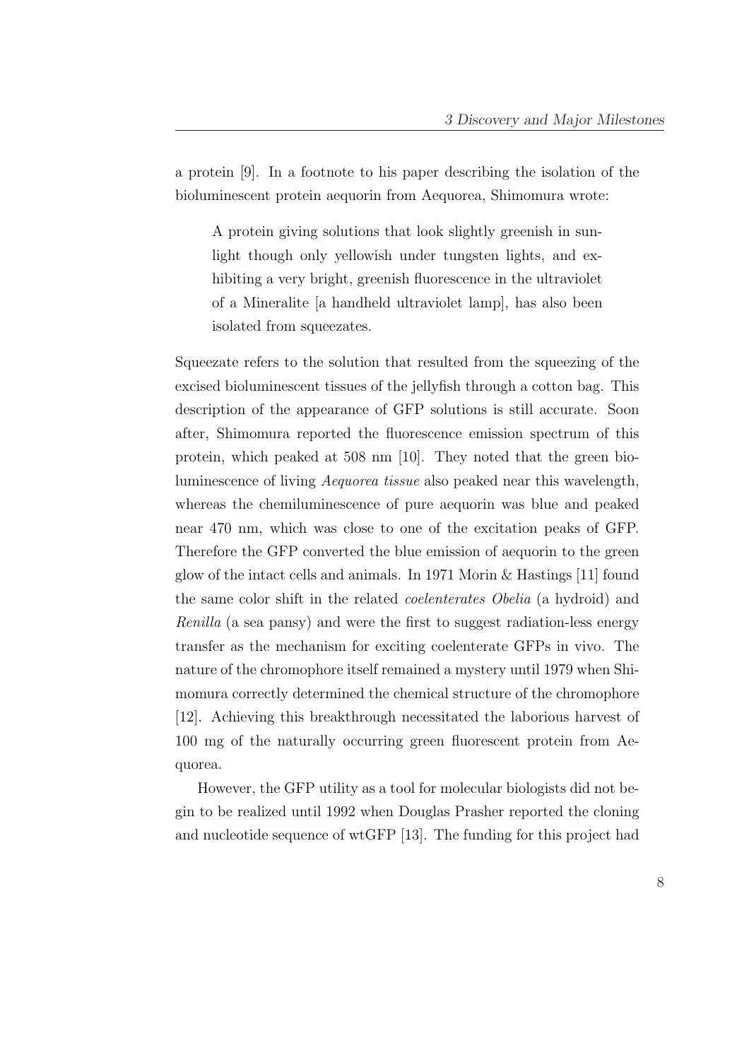a protein [9]. In a footnote to his paper describing the isolation of the bioluminescent protein aequorin from Aequorea, Shimomura wrote:

> A protein giving solutions that look slightly greenish in sunlight though only yellowish under tungsten lights, and exhibiting a very bright, greenish fluorescence in the ultraviolet of a Mineralite [a handheld ultraviolet lamp], has also been isolated from squeezates.

Squeezate refers to the solution that resulted from the squeezing of the excised bioluminescent tissues of the jellyfish through a cotton bag. This description of the appearance of GFP solutions is still accurate. Soon after, Shimomura reported the fluorescence emission spectrum of this protein, which peaked at 508 nm [10]. They noted that the green bioluminescence of living *Aequorea tissue* also peaked near this wavelength, whereas the chemiluminescence of pure aequorin was blue and peaked near 470 nm, which was close to one of the excitation peaks of GFP. Therefore the GFP converted the blue emission of aequorin to the green glow of the intact cells and animals. In 1971 Morin & Hastings [11] found the same color shift in the related *coelenterates Obelia* (a hydroid) and *Renilla* (a sea pansy) and were the first to suggest radiation-less energy transfer as the mechanism for exciting coelenterate GFPs in vivo. The nature of the chromophore itself remained a mystery until 1979 when Shimomura correctly determined the chemical structure of the chromophore [12]. Achieving this breakthrough necessitated the laborious harvest of 100 mg of the naturally occurring green fluorescent protein from Aequorea.

However, the GFP utility as a tool for molecular biologists did not begin to be realized until 1992 when Douglas Prasher reported the cloning and nucleotide sequence of wtGFP [13]. The funding for this project had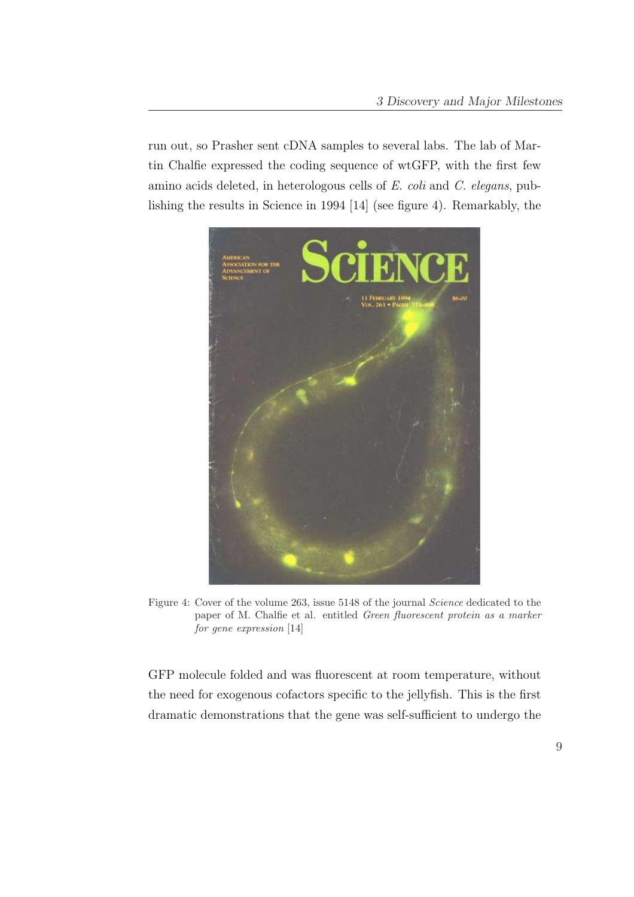run out, so Prasher sent cDNA samples to several labs. The lab of Martin Chalfie expressed the coding sequence of wtGFP, with the first few amino acids deleted, in heterologous cells of *E. coli* and *C. elegans*, publishing the results in Science in 1994 [14] (see figure 4). Remarkably, the

Figure 4: Cover of the volume 263, issue 5148 of the journal *Science* dedicated to the paper of M. Chalfie et al. entitled *Green fluorescent protein as a marker for gene expression* [14]

GFP molecule folded and was fluorescent at room temperature, without the need for exogenous cofactors specific to the jellyfish. This is the first dramatic demonstrations that the gene was self-sufficient to undergo the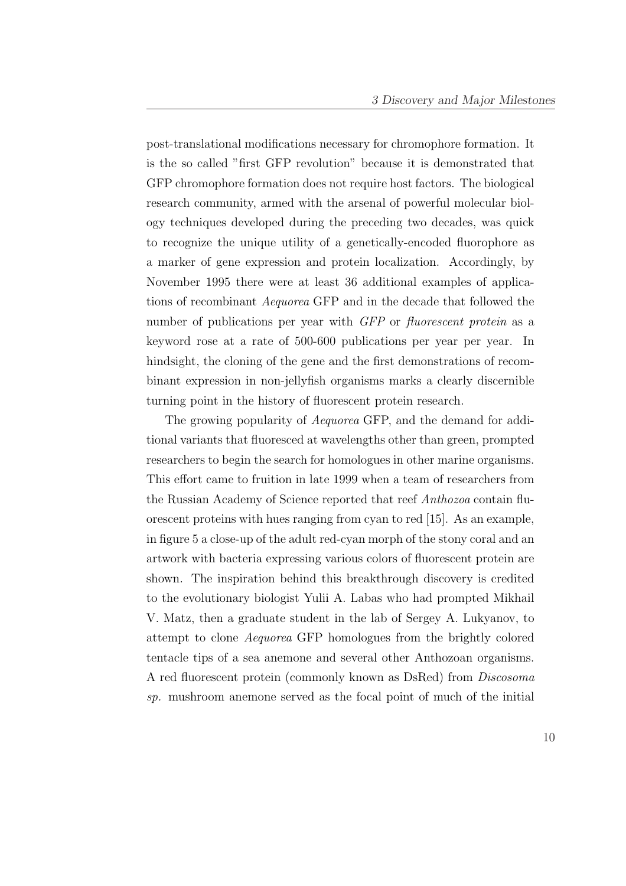post-translational modifications necessary for chromophore formation. It is the so called "first GFP revolution" because it is demonstrated that GFP chromophore formation does not require host factors. The biological research community, armed with the arsenal of powerful molecular biology techniques developed during the preceding two decades, was quick to recognize the unique utility of a genetically-encoded fluorophore as a marker of gene expression and protein localization. Accordingly, by November 1995 there were at least 36 additional examples of applications of recombinant *Aequorea* GFP and in the decade that followed the number of publications per year with *GFP* or *fluorescent protein* as a keyword rose at a rate of 500-600 publications per year per year. In hindsight, the cloning of the gene and the first demonstrations of recombinant expression in non-jellyfish organisms marks a clearly discernible turning point in the history of fluorescent protein research.

The growing popularity of *Aequorea* GFP, and the demand for additional variants that fluoresced at wavelengths other than green, prompted researchers to begin the search for homologues in other marine organisms. This effort came to fruition in late 1999 when a team of researchers from the Russian Academy of Science reported that reef *Anthozoa* contain fluorescent proteins with hues ranging from cyan to red [15]. As an example, in figure 5 a close-up of the adult red-cyan morph of the stony coral and an artwork with bacteria expressing various colors of fluorescent protein are shown. The inspiration behind this breakthrough discovery is credited to the evolutionary biologist Yulii A. Labas who had prompted Mikhail V. Matz, then a graduate student in the lab of Sergey A. Lukyanov, to attempt to clone *Aequorea* GFP homologues from the brightly colored tentacle tips of a sea anemone and several other Anthozoan organisms. A red fluorescent protein (commonly known as DsRed) from *Discosoma sp.* mushroom anemone served as the focal point of much of the initial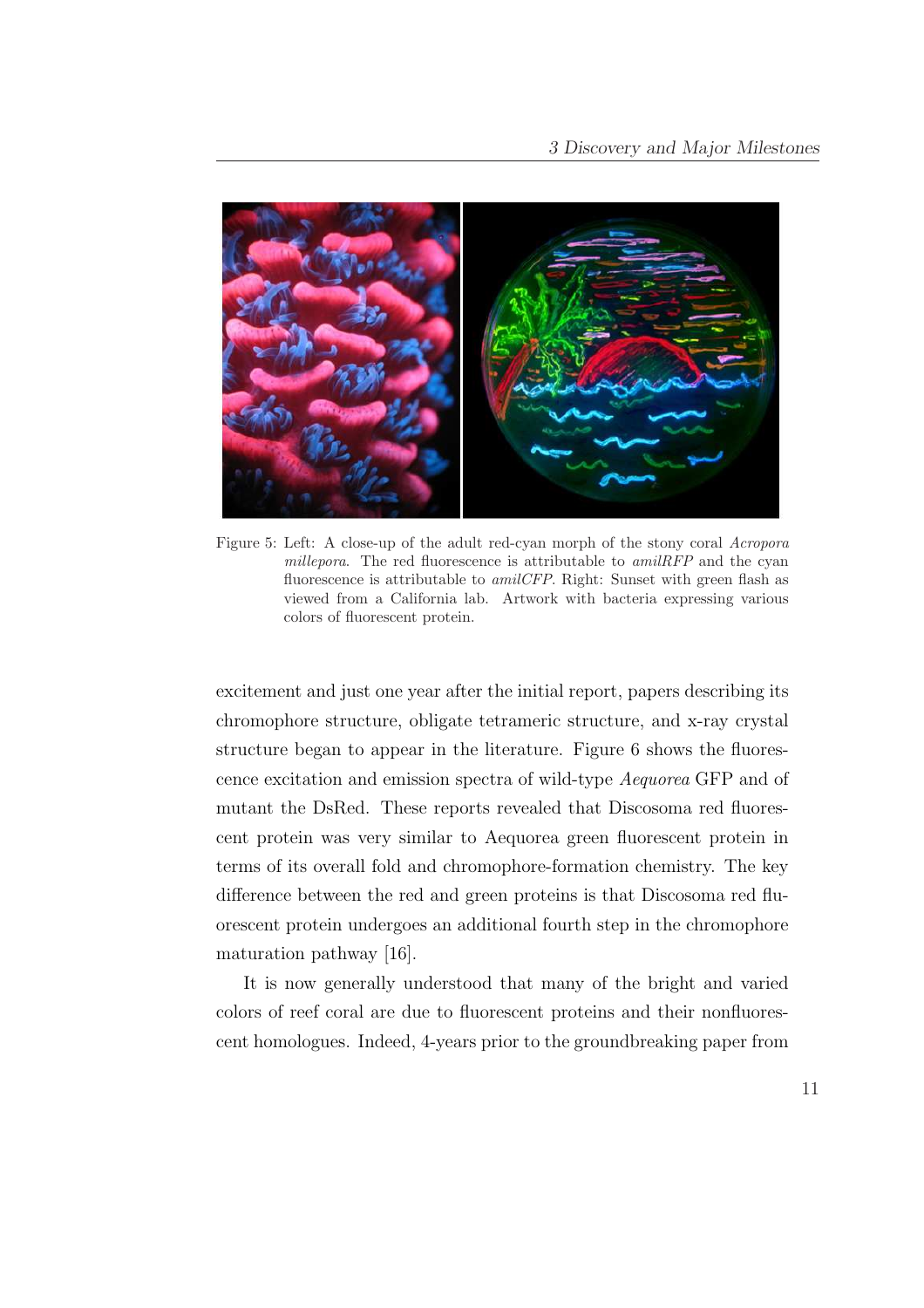Figure 5: Left: A close-up of the adult red-cyan morph of the stony coral *Acropora millepora*. The red fluorescence is attributable to *amilRFP* and the cyan fluorescence is attributable to *amilCFP*. Right: Sunset with green flash as viewed from a California lab. Artwork with bacteria expressing various colors of fluorescent protein.

excitement and just one year after the initial report, papers describing its chromophore structure, obligate tetrameric structure, and x-ray crystal structure began to appear in the literature. Figure 6 shows the fluorescence excitation and emission spectra of wild-type *Aequorea* GFP and of mutant the DsRed. These reports revealed that Discosoma red fluorescent protein was very similar to Aequorea green fluorescent protein in terms of its overall fold and chromophore-formation chemistry. The key difference between the red and green proteins is that Discosoma red fluorescent protein undergoes an additional fourth step in the chromophore maturation pathway [16].

It is now generally understood that many of the bright and varied colors of reef coral are due to fluorescent proteins and their nonfluorescent homologues. Indeed, 4-years prior to the groundbreaking paper from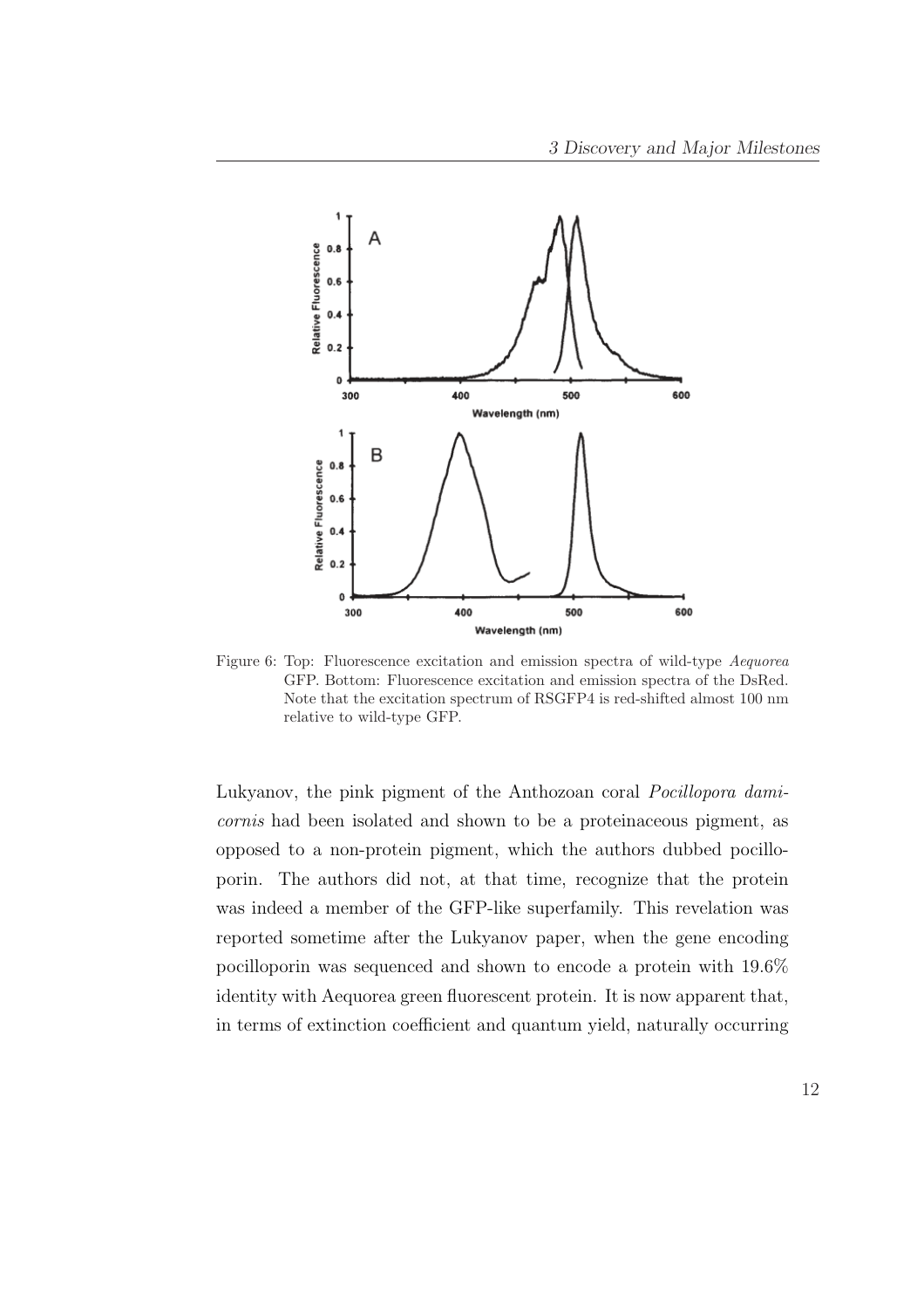Figure 6: Top: Fluorescence excitation and emission spectra of wild-type *Aequorea* GFP. Bottom: Fluorescence excitation and emission spectra of the DsRed. Note that the excitation spectrum of RSGFP4 is red-shifted almost 100 nm relative to wild-type GFP.

Lukyanov, the pink pigment of the Anthozoan coral *Pocillopora damicornis* had been isolated and shown to be a proteinaceous pigment, as opposed to a non-protein pigment, which the authors dubbed pocilloporin. The authors did not, at that time, recognize that the protein was indeed a member of the GFP-like superfamily. This revelation was reported sometime after the Lukyanov paper, when the gene encoding pocilloporin was sequenced and shown to encode a protein with 19.6% identity with Aequorea green fluorescent protein. It is now apparent that, in terms of extinction coefficient and quantum yield, naturally occurring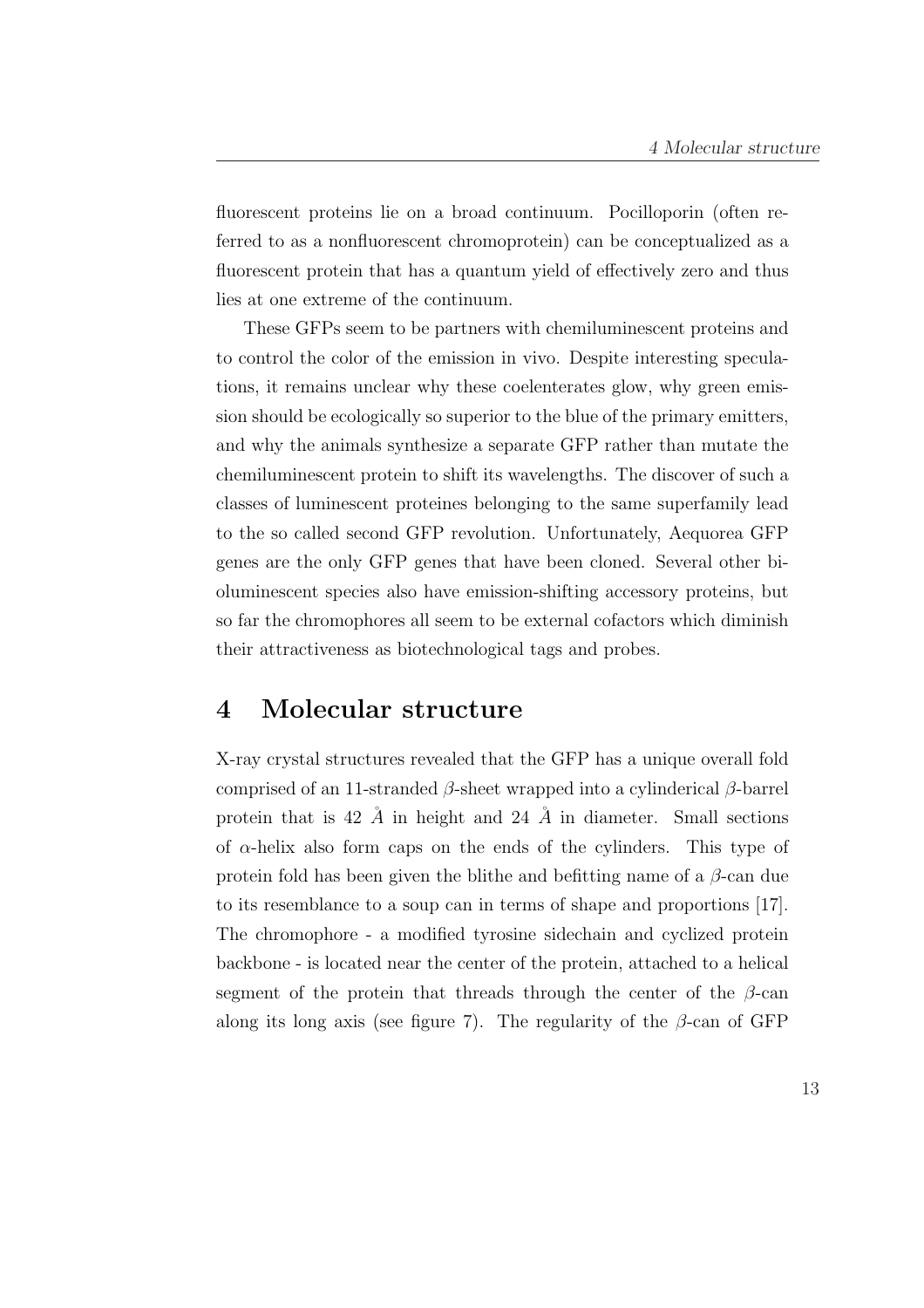fluorescent proteins lie on a broad continuum. Pocilloporin (often referred to as a nonfluorescent chromoprotein) can be conceptualized as a fluorescent protein that has a quantum yield of effectively zero and thus lies at one extreme of the continuum.

These GFPs seem to be partners with chemiluminescent proteins and to control the color of the emission in vivo. Despite interesting speculations, it remains unclear why these coelenterates glow, why green emission should be ecologically so superior to the blue of the primary emitters, and why the animals synthesize a separate GFP rather than mutate the chemiluminescent protein to shift its wavelengths. The discover of such a classes of luminescent proteines belonging to the same superfamily lead to the so called second GFP revolution. Unfortunately, Aequorea GFP genes are the only GFP genes that have been cloned. Several other bioluminescent species also have emission-shifting accessory proteins, but so far the chromophores all seem to be external cofactors which diminish their attractiveness as biotechnological tags and probes.

# 4 Molecular structure

X-ray crystal structures revealed that the GFP has a unique overall fold comprised of an 11-stranded $\beta$-sheet wrapped into a cylinderical $\beta$-barrel protein that is 42 $\AA$ in height and 24 $\AA$ in diameter. Small sections of $\alpha$-helix also form caps on the ends of the cylinders. This type of protein fold has been given the blithe and befitting name of a $\beta$-can due to its resemblance to a soup can in terms of shape and proportions [17]. The chromophore - a modified tyrosine sidechain and cyclized protein backbone - is located near the center of the protein, attached to a helical segment of the protein that threads through the center of the $\beta$-can along its long axis (see figure 7). The regularity of the $\beta$-can of GFP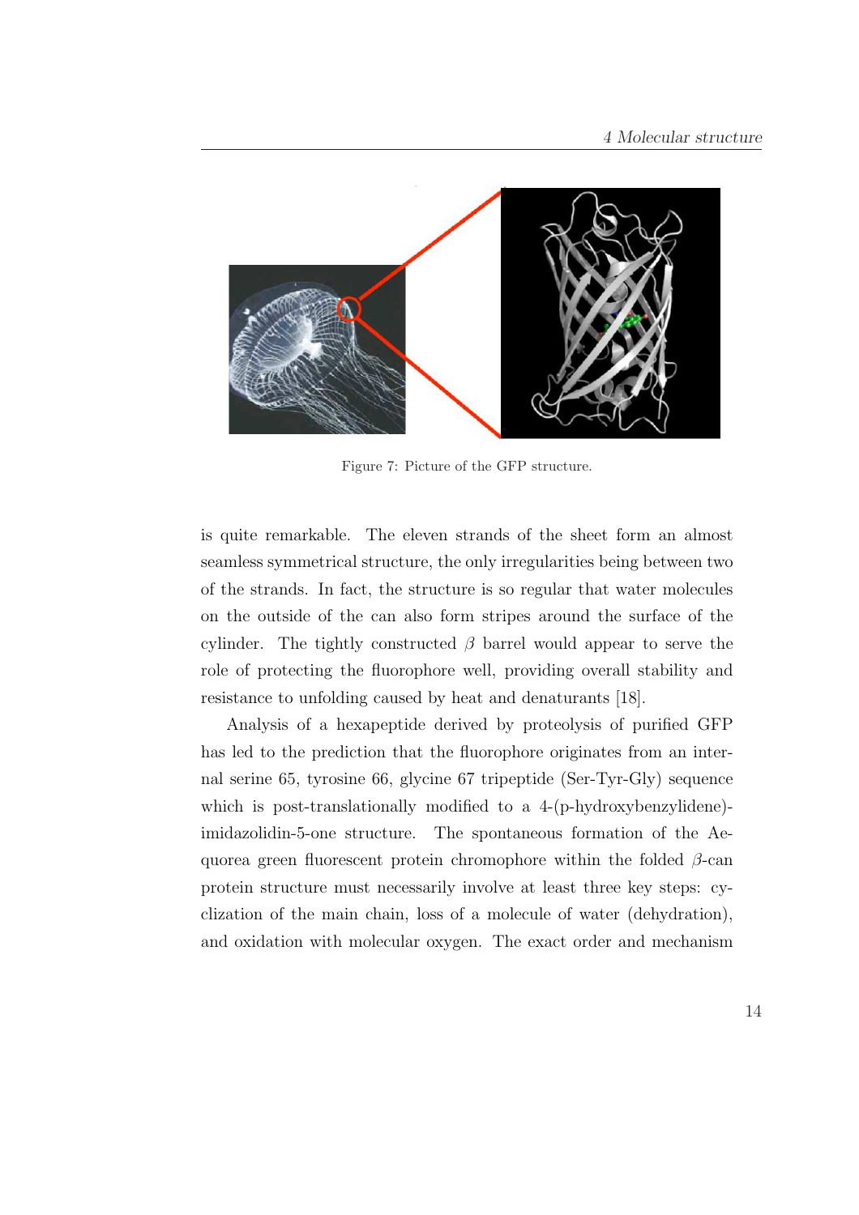Figure 7: Picture of the GFP structure.

is quite remarkable. The eleven strands of the sheet form an almost seamless symmetrical structure, the only irregularities being between two of the strands. In fact, the structure is so regular that water molecules on the outside of the can also form stripes around the surface of the cylinder. The tightly constructed $\beta$ barrel would appear to serve the role of protecting the fluorophore well, providing overall stability and resistance to unfolding caused by heat and denaturants [18].

Analysis of a hexapeptide derived by proteolysis of purified GFP has led to the prediction that the fluorophore originates from an internal serine 65, tyrosine 66, glycine 67 tripeptide (Ser-Tyr-Gly) sequence which is post-translationally modified to a 4-(p-hydroxybenzylidene)-imidazolidin-5-one structure. The spontaneous formation of the Aequorea green fluorescent protein chromophore within the folded $\beta$-can protein structure must necessarily involve at least three key steps: cyclization of the main chain, loss of a molecule of water (dehydration), and oxidation with molecular oxygen. The exact order and mechanism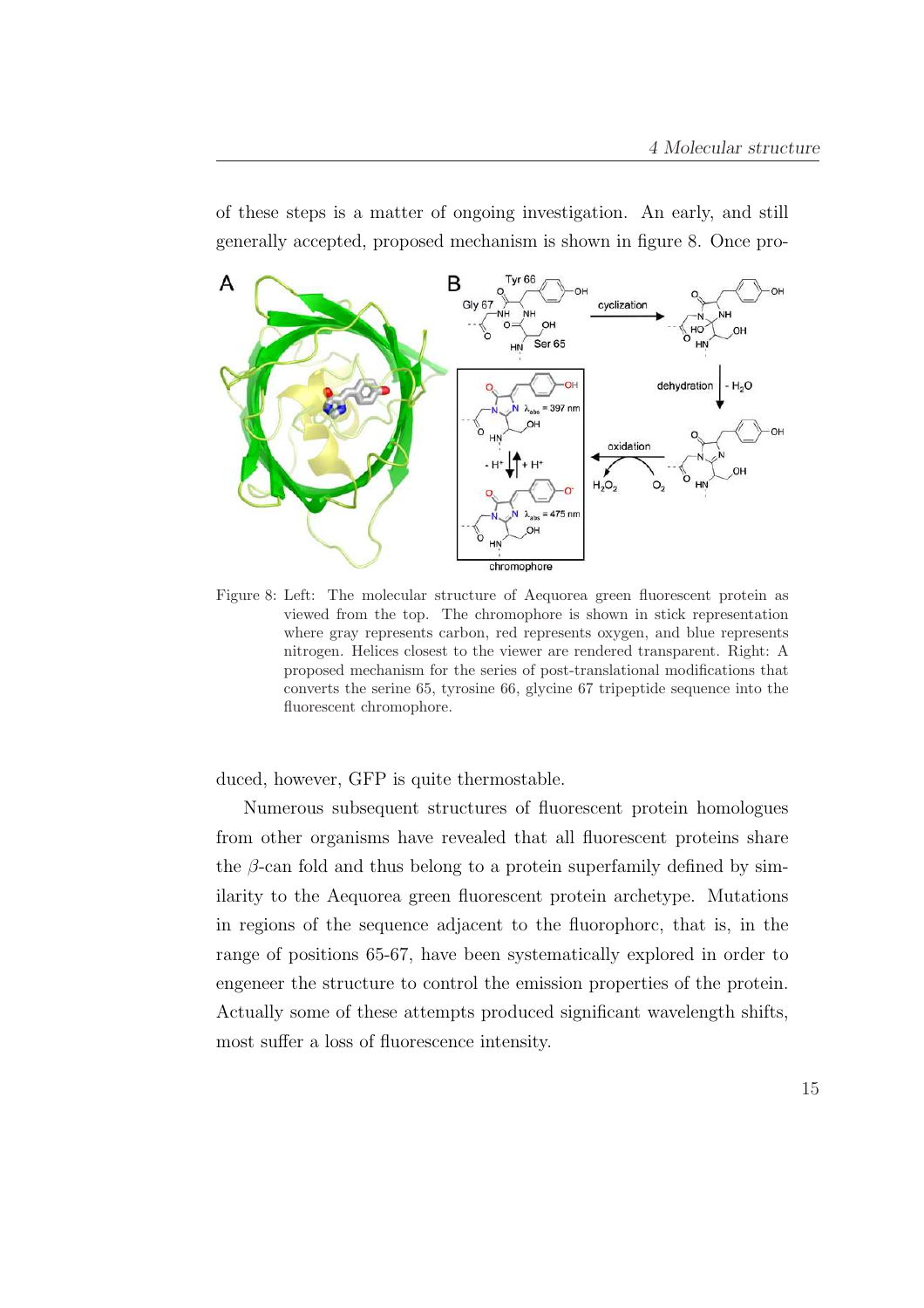of these steps is a matter of ongoing investigation. An early, and still generally accepted, proposed mechanism is shown in figure 8. Once pro-

Figure 8: Left: The molecular structure of Aequorea green fluorescent protein as viewed from the top. The chromophore is shown in stick representation where gray represents carbon, red represents oxygen, and blue represents nitrogen. Helices closest to the viewer are rendered transparent. Right: A proposed mechanism for the series of post-translational modifications that converts the serine 65, tyrosine 66, glycine 67 tripeptide sequence into the fluorescent chromophore.

duced, however, GFP is quite thermostable.

Numerous subsequent structures of fluorescent protein homologues from other organisms have revealed that all fluorescent proteins share the $\beta$-can fold and thus belong to a protein superfamily defined by similarity to the Aequorea green fluorescent protein archetype. Mutations in regions of the sequence adjacent to the fluorophorc, that is, in the range of positions 65-67, have been systematically explored in order to engeneer the structure to control the emission properties of the protein. Actually some of these attempts produced significant wavelength shifts, most suffer a loss of fluorescence intensity.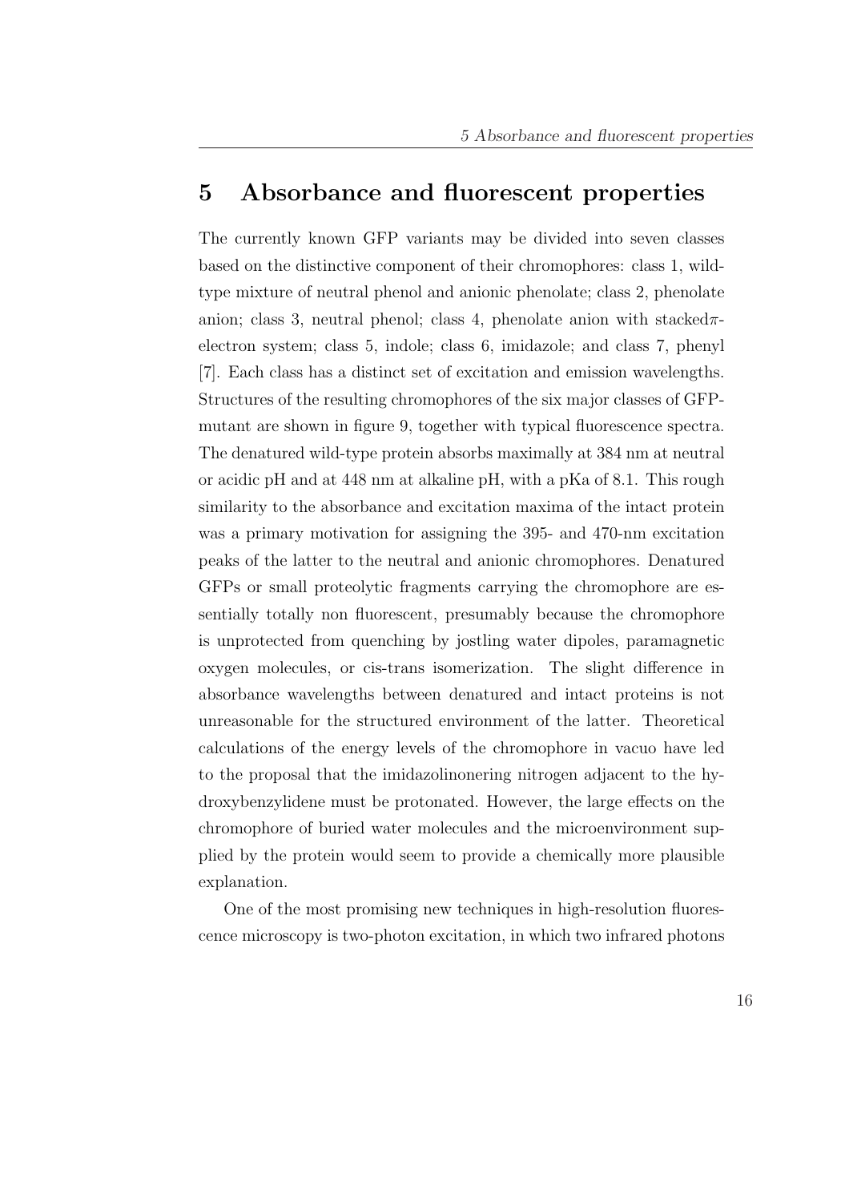# 5 Absorbance and fluorescent properties

The currently known GFP variants may be divided into seven classes based on the distinctive component of their chromophores: class 1, wild-type mixture of neutral phenol and anionic phenolate; class 2, phenolate anion; class 3, neutral phenol; class 4, phenolate anion with stacked$\pi$-electron system; class 5, indole; class 6, imidazole; and class 7, phenyl [7]. Each class has a distinct set of excitation and emission wavelengths. Structures of the resulting chromophores of the six major classes of GFP-mutant are shown in figure 9, together with typical fluorescence spectra. The denatured wild-type protein absorbs maximally at 384 nm at neutral or acidic pH and at 448 nm at alkaline pH, with a pKa of 8.1. This rough similarity to the absorbance and excitation maxima of the intact protein was a primary motivation for assigning the 395- and 470-nm excitation peaks of the latter to the neutral and anionic chromophores. Denatured GFPs or small proteolytic fragments carrying the chromophore are essentially totally non fluorescent, presumably because the chromophore is unprotected from quenching by jostling water dipoles, paramagnetic oxygen molecules, or cis-trans isomerization. The slight difference in absorbance wavelengths between denatured and intact proteins is not unreasonable for the structured environment of the latter. Theoretical calculations of the energy levels of the chromophore in vacuo have led to the proposal that the imidazolinonering nitrogen adjacent to the hydroxybenzylidene must be protonated. However, the large effects on the chromophore of buried water molecules and the microenvironment supplied by the protein would seem to provide a chemically more plausible explanation.

One of the most promising new techniques in high-resolution fluorescence microscopy is two-photon excitation, in which two infrared photons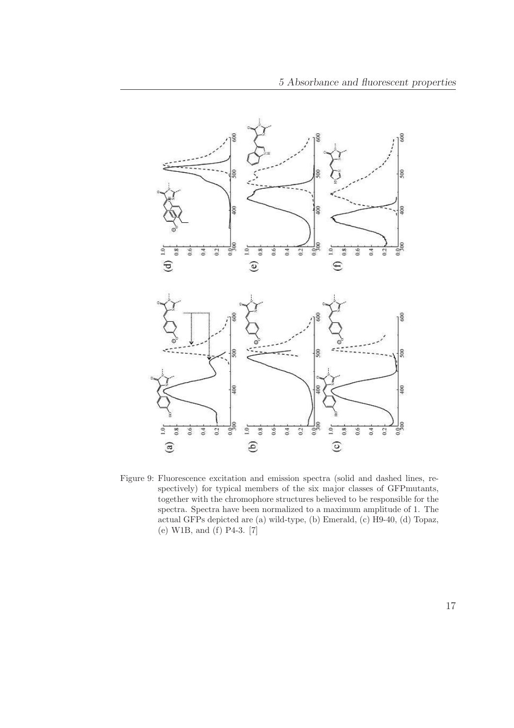Figure 9: Fluorescence excitation and emission spectra (solid and dashed lines, respectively) for typical members of the six major classes of GFPmutants, together with the chromophore structures believed to be responsible for the spectra. Spectra have been normalized to a maximum amplitude of 1. The actual GFPs depicted are (a) wild-type, (b) Emerald, (c) H9-40, (d) Topaz, (e) W1B, and (f) P4-3. [7]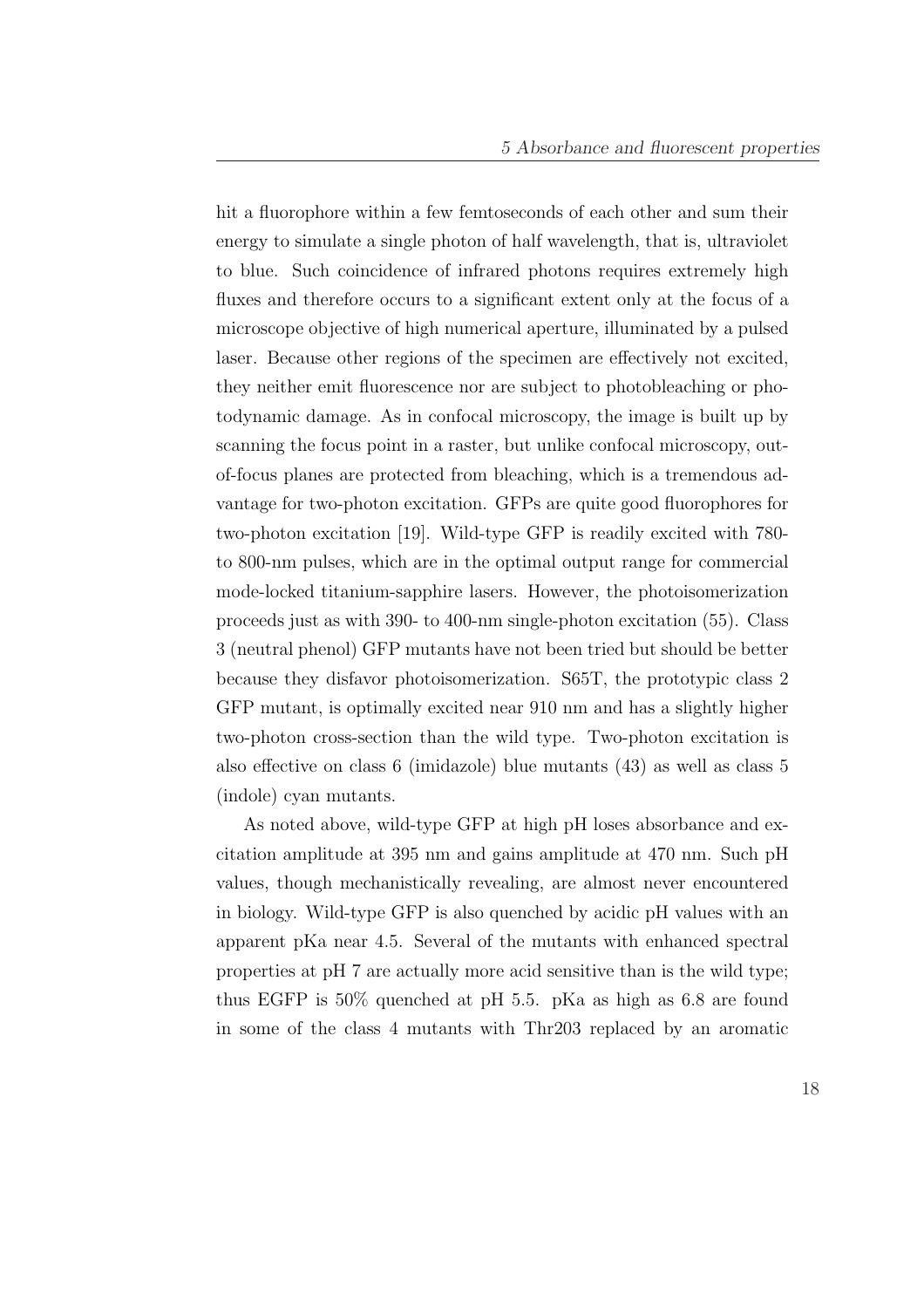hit a fluorophore within a few femtoseconds of each other and sum their energy to simulate a single photon of half wavelength, that is, ultraviolet to blue. Such coincidence of infrared photons requires extremely high fluxes and therefore occurs to a significant extent only at the focus of a microscope objective of high numerical aperture, illuminated by a pulsed laser. Because other regions of the specimen are effectively not excited, they neither emit fluorescence nor are subject to photobleaching or photodynamic damage. As in confocal microscopy, the image is built up by scanning the focus point in a raster, but unlike confocal microscopy, out-of-focus planes are protected from bleaching, which is a tremendous advantage for two-photon excitation. GFPs are quite good fluorophores for two-photon excitation [19]. Wild-type GFP is readily excited with 780- to 800-nm pulses, which are in the optimal output range for commercial mode-locked titanium-sapphire lasers. However, the photoisomerization proceeds just as with 390- to 400-nm single-photon excitation (55). Class 3 (neutral phenol) GFP mutants have not been tried but should be better because they disfavor photoisomerization. S65T, the prototypic class 2 GFP mutant, is optimally excited near 910 nm and has a slightly higher two-photon cross-section than the wild type. Two-photon excitation is also effective on class 6 (imidazole) blue mutants (43) as well as class 5 (indole) cyan mutants.

As noted above, wild-type GFP at high pH loses absorbance and excitation amplitude at 395 nm and gains amplitude at 470 nm. Such pH values, though mechanistically revealing, are almost never encountered in biology. Wild-type GFP is also quenched by acidic pH values with an apparent pKa near 4.5. Several of the mutants with enhanced spectral properties at pH 7 are actually more acid sensitive than is the wild type; thus EGFP is 50% quenched at pH 5.5. pKa as high as 6.8 are found in some of the class 4 mutants with Thr203 replaced by an aromatic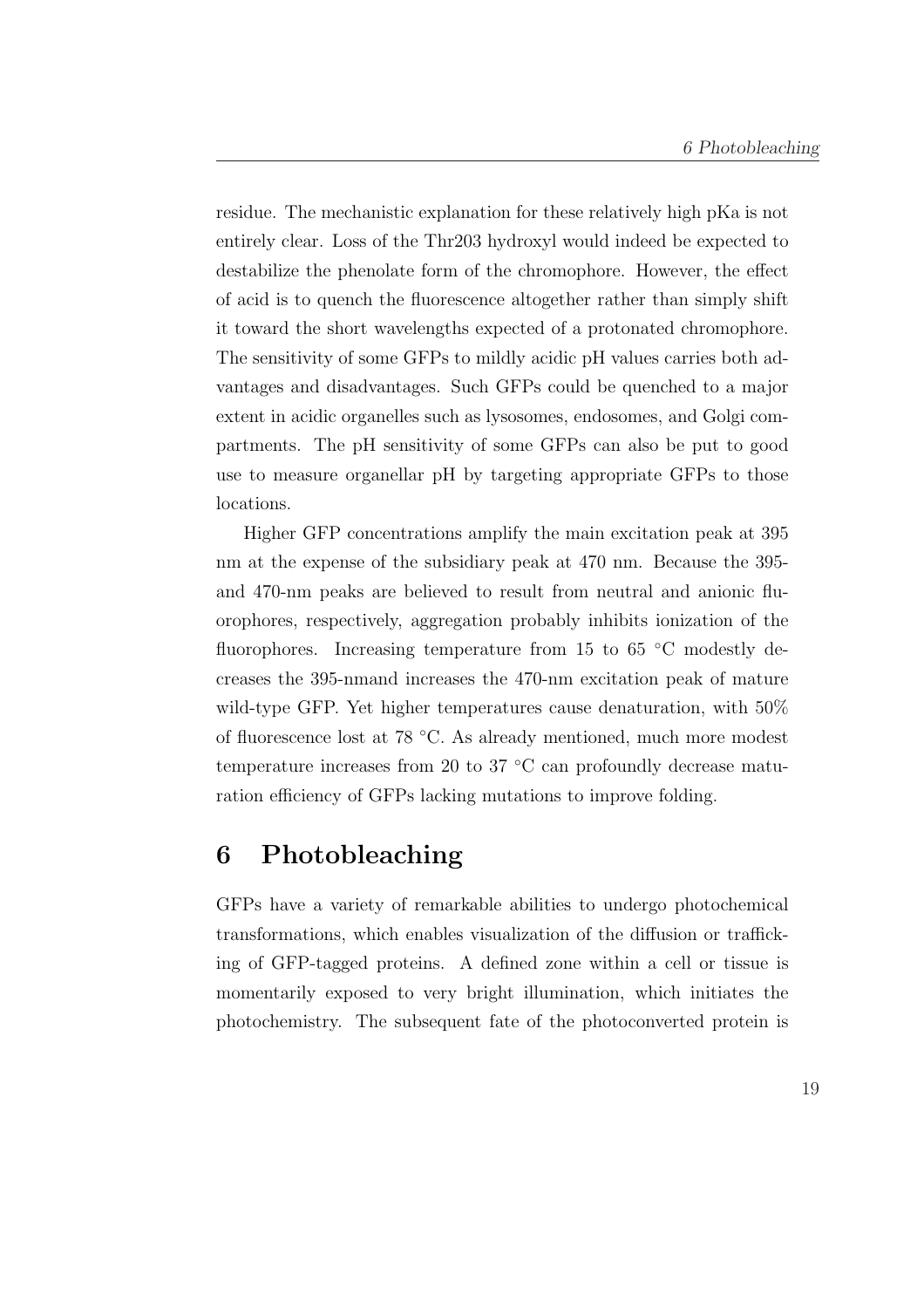residue. The mechanistic explanation for these relatively high pKa is not entirely clear. Loss of the Thr203 hydroxyl would indeed be expected to destabilize the phenolate form of the chromophore. However, the effect of acid is to quench the fluorescence altogether rather than simply shift it toward the short wavelengths expected of a protonated chromophore. The sensitivity of some GFPs to mildly acidic pH values carries both advantages and disadvantages. Such GFPs could be quenched to a major extent in acidic organelles such as lysosomes, endosomes, and Golgi compartments. The pH sensitivity of some GFPs can also be put to good use to measure organellar pH by targeting appropriate GFPs to those locations.

Higher GFP concentrations amplify the main excitation peak at 395 nm at the expense of the subsidiary peak at 470 nm. Because the 395- and 470-nm peaks are believed to result from neutral and anionic fluorophores, respectively, aggregation probably inhibits ionization of the fluorophores. Increasing temperature from 15 to 65 °C modestly decreases the 395-nmand increases the 470-nm excitation peak of mature wild-type GFP. Yet higher temperatures cause denaturation, with 50% of fluorescence lost at 78 °C. As already mentioned, much more modest temperature increases from 20 to 37 °C can profoundly decrease maturation efficiency of GFPs lacking mutations to improve folding.

# 6 Photobleaching

GFPs have a variety of remarkable abilities to undergo photochemical transformations, which enables visualization of the diffusion or trafficking of GFP-tagged proteins. A defined zone within a cell or tissue is momentarily exposed to very bright illumination, which initiates the photochemistry. The subsequent fate of the photoconverted protein is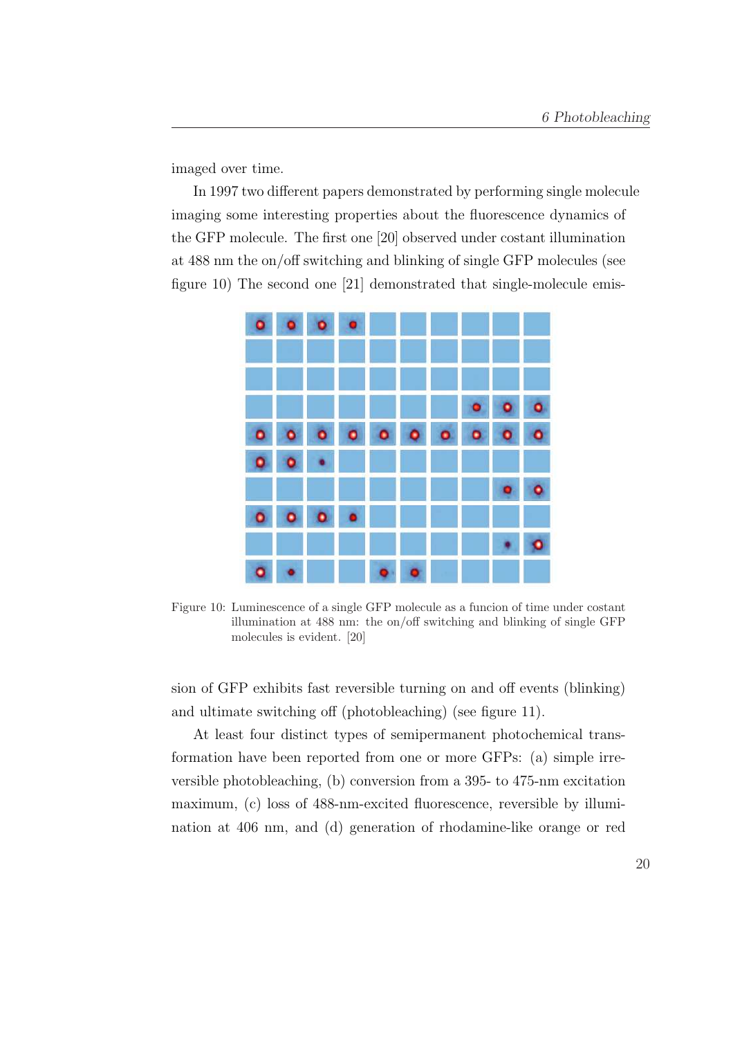imaged over time.

In 1997 two different papers demonstrated by performing single molecule imaging some interesting properties about the fluorescence dynamics of the GFP molecule. The first one [20] observed under costant illumination at 488 nm the on/off switching and blinking of single GFP molecules (see figure 10) The second one [21] demonstrated that single-molecule emission of GFP exhibits fast reversible turning on and off events (blinking) and ultimate switching off (photobleaching) (see figure 11).

Figure 10: Luminescence of a single GFP molecule as a funcion of time under costant illumination at 488 nm: the on/off switching and blinking of single GFP molecules is evident. [20]

At least four distinct types of semipermanent photochemical transformation have been reported from one or more GFPs: (a) simple irreversible photobleaching, (b) conversion from a 395- to 475-nm excitation maximum, (c) loss of 488-nm-excited fluorescence, reversible by illumination at 406 nm, and (d) generation of rhodamine-like orange or red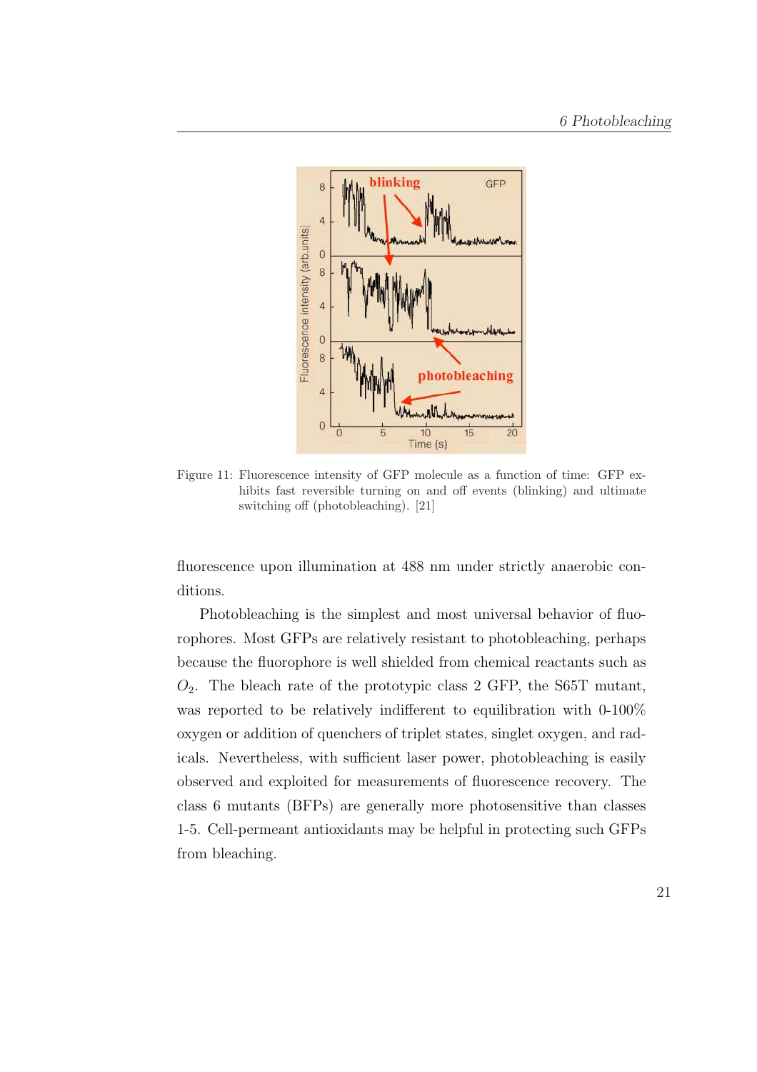Figure 11: Fluorescence intensity of GFP molecule as a function of time: GFP exhibits fast reversible turning on and off events (blinking) and ultimate switching off (photobleaching). [21]

fluorescence upon illumination at 488 nm under strictly anaerobic conditions.

Photobleaching is the simplest and most universal behavior of fluorophores. Most GFPs are relatively resistant to photobleaching, perhaps because the fluorophore is well shielded from chemical reactants such as $O_2$. The bleach rate of the prototypic class 2 GFP, the S65T mutant, was reported to be relatively indifferent to equilibration with 0-100% oxygen or addition of quenchers of triplet states, singlet oxygen, and radicals. Nevertheless, with sufficient laser power, photobleaching is easily observed and exploited for measurements of fluorescence recovery. The class 6 mutants (BFPs) are generally more photosensitive than classes 1-5. Cell-permeant antioxidants may be helpful in protecting such GFPs from bleaching.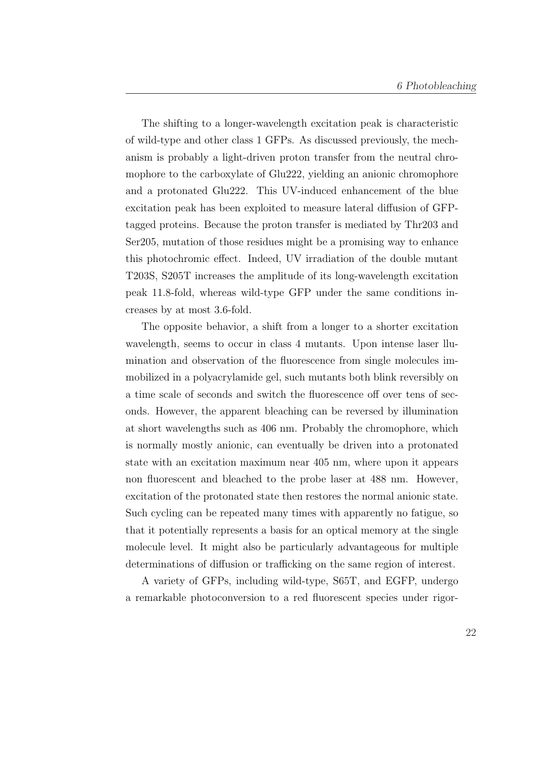The shifting to a longer-wavelength excitation peak is characteristic of wild-type and other class 1 GFPs. As discussed previously, the mechanism is probably a light-driven proton transfer from the neutral chromophore to the carboxylate of Glu222, yielding an anionic chromophore and a protonated Glu222. This UV-induced enhancement of the blue excitation peak has been exploited to measure lateral diffusion of GFP-tagged proteins. Because the proton transfer is mediated by Thr203 and Ser205, mutation of those residues might be a promising way to enhance this photochromic effect. Indeed, UV irradiation of the double mutant T203S, S205T increases the amplitude of its long-wavelength excitation peak 11.8-fold, whereas wild-type GFP under the same conditions increases by at most 3.6-fold.

The opposite behavior, a shift from a longer to a shorter excitation wavelength, seems to occur in class 4 mutants. Upon intense laser llumination and observation of the fluorescence from single molecules immobilized in a polyacrylamide gel, such mutants both blink reversibly on a time scale of seconds and switch the fluorescence off over tens of seconds. However, the apparent bleaching can be reversed by illumination at short wavelengths such as 406 nm. Probably the chromophore, which is normally mostly anionic, can eventually be driven into a protonated state with an excitation maximum near 405 nm, where upon it appears non fluorescent and bleached to the probe laser at 488 nm. However, excitation of the protonated state then restores the normal anionic state. Such cycling can be repeated many times with apparently no fatigue, so that it potentially represents a basis for an optical memory at the single molecule level. It might also be particularly advantageous for multiple determinations of diffusion or trafficking on the same region of interest.

A variety of GFPs, including wild-type, S65T, and EGFP, undergo a remarkable photoconversion to a red fluorescent species under rigor-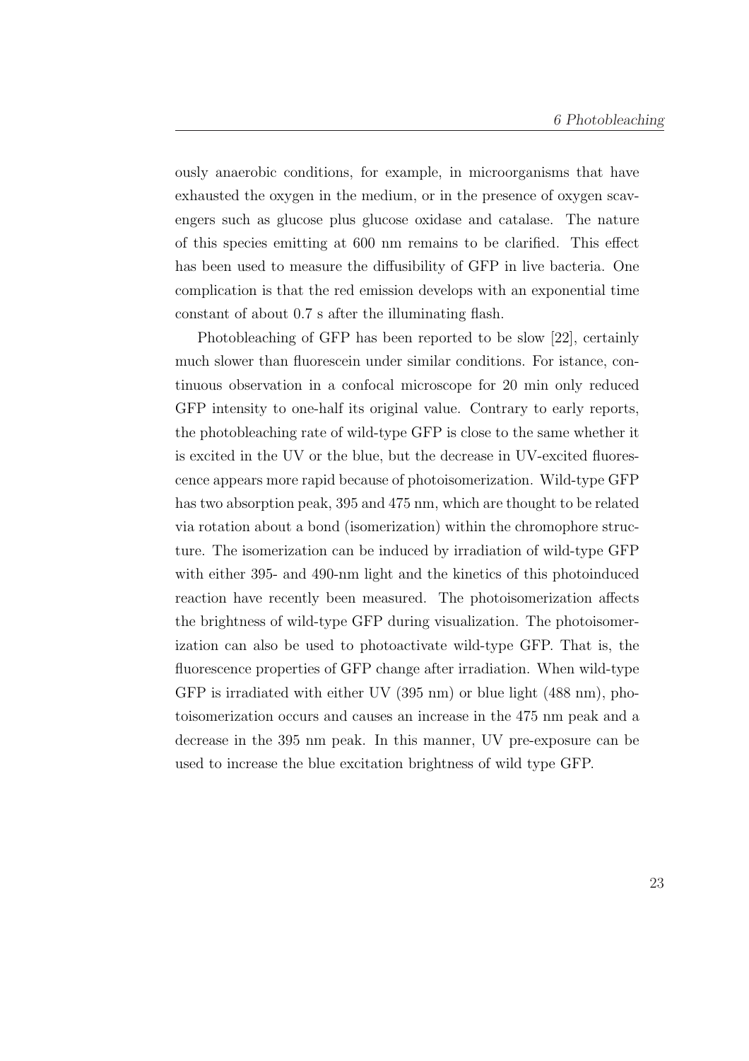ously anaerobic conditions, for example, in microorganisms that have exhausted the oxygen in the medium, or in the presence of oxygen scavengers such as glucose plus glucose oxidase and catalase. The nature of this species emitting at 600 nm remains to be clarified. This effect has been used to measure the diffusibility of GFP in live bacteria. One complication is that the red emission develops with an exponential time constant of about 0.7 s after the illuminating flash.

Photobleaching of GFP has been reported to be slow [22], certainly much slower than fluorescein under similar conditions. For istance, continuous observation in a confocal microscope for 20 min only reduced GFP intensity to one-half its original value. Contrary to early reports, the photobleaching rate of wild-type GFP is close to the same whether it is excited in the UV or the blue, but the decrease in UV-excited fluorescence appears more rapid because of photoisomerization. Wild-type GFP has two absorption peak, 395 and 475 nm, which are thought to be related via rotation about a bond (isomerization) within the chromophore structure. The isomerization can be induced by irradiation of wild-type GFP with either 395- and 490-nm light and the kinetics of this photoinduced reaction have recently been measured. The photoisomerization affects the brightness of wild-type GFP during visualization. The photoisomerization can also be used to photoactivate wild-type GFP. That is, the fluorescence properties of GFP change after irradiation. When wild-type GFP is irradiated with either UV (395 nm) or blue light (488 nm), photoisomerization occurs and causes an increase in the 475 nm peak and a decrease in the 395 nm peak. In this manner, UV pre-exposure can be used to increase the blue excitation brightness of wild type GFP.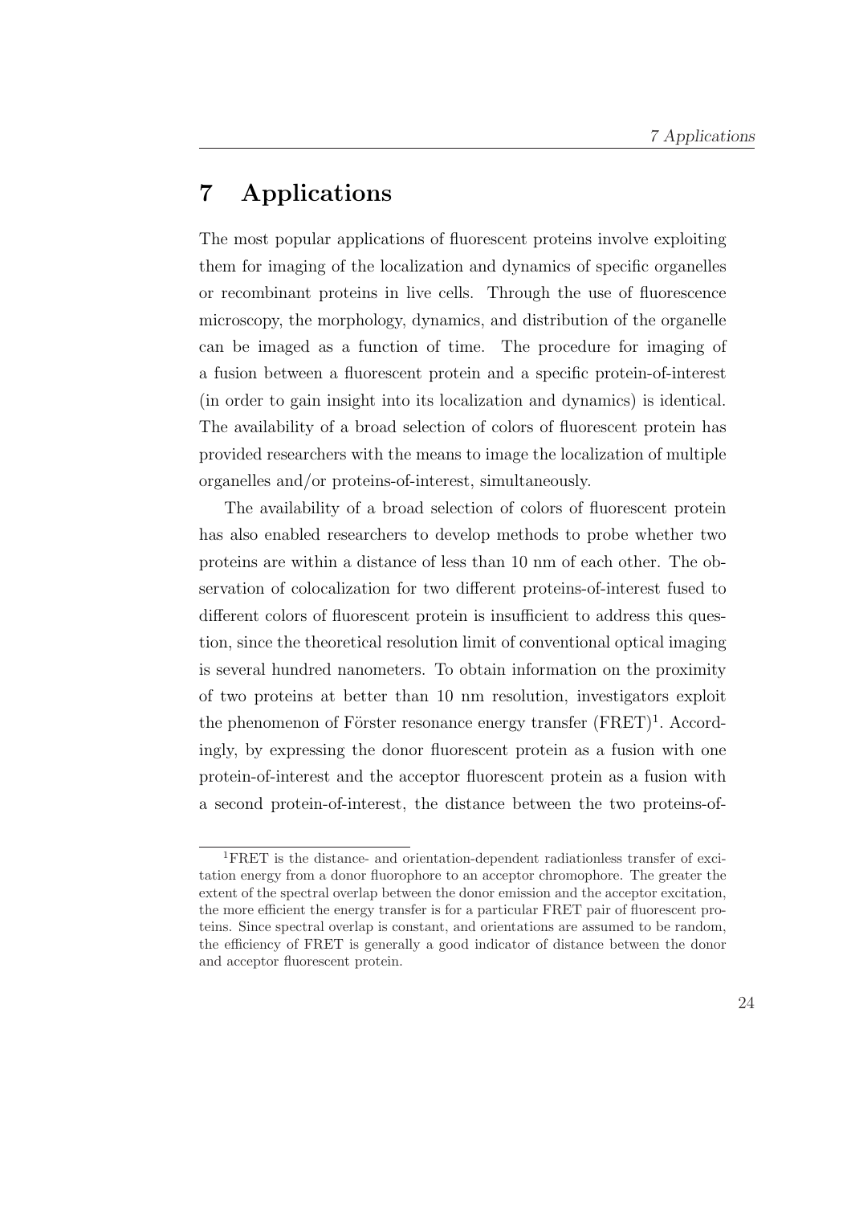# 7 Applications

The most popular applications of fluorescent proteins involve exploiting them for imaging of the localization and dynamics of specific organelles or recombinant proteins in live cells. Through the use of fluorescence microscopy, the morphology, dynamics, and distribution of the organelle can be imaged as a function of time. The procedure for imaging of a fusion between a fluorescent protein and a specific protein-of-interest (in order to gain insight into its localization and dynamics) is identical. The availability of a broad selection of colors of fluorescent protein has provided researchers with the means to image the localization of multiple organelles and/or proteins-of-interest, simultaneously.

The availability of a broad selection of colors of fluorescent protein has also enabled researchers to develop methods to probe whether two proteins are within a distance of less than 10 nm of each other. The observation of colocalization for two different proteins-of-interest fused to different colors of fluorescent protein is insufficient to address this question, since the theoretical resolution limit of conventional optical imaging is several hundred nanometers. To obtain information on the proximity of two proteins at better than 10 nm resolution, investigators exploit the phenomenon of Förster resonance energy transfer (FRET)[1]. Accordingly, by expressing the donor fluorescent protein as a fusion with one protein-of-interest and the acceptor fluorescent protein as a fusion with a second protein-of-interest, the distance between the two proteins-of-

[1] FRET is the distance- and orientation-dependent radiationless transfer of excitation energy from a donor fluorophore to an acceptor chromophore. The greater the extent of the spectral overlap between the donor emission and the acceptor excitation, the more efficient the energy transfer is for a particular FRET pair of fluorescent proteins. Since spectral overlap is constant, and orientations are assumed to be random, the efficiency of FRET is generally a good indicator of distance between the donor and acceptor fluorescent protein.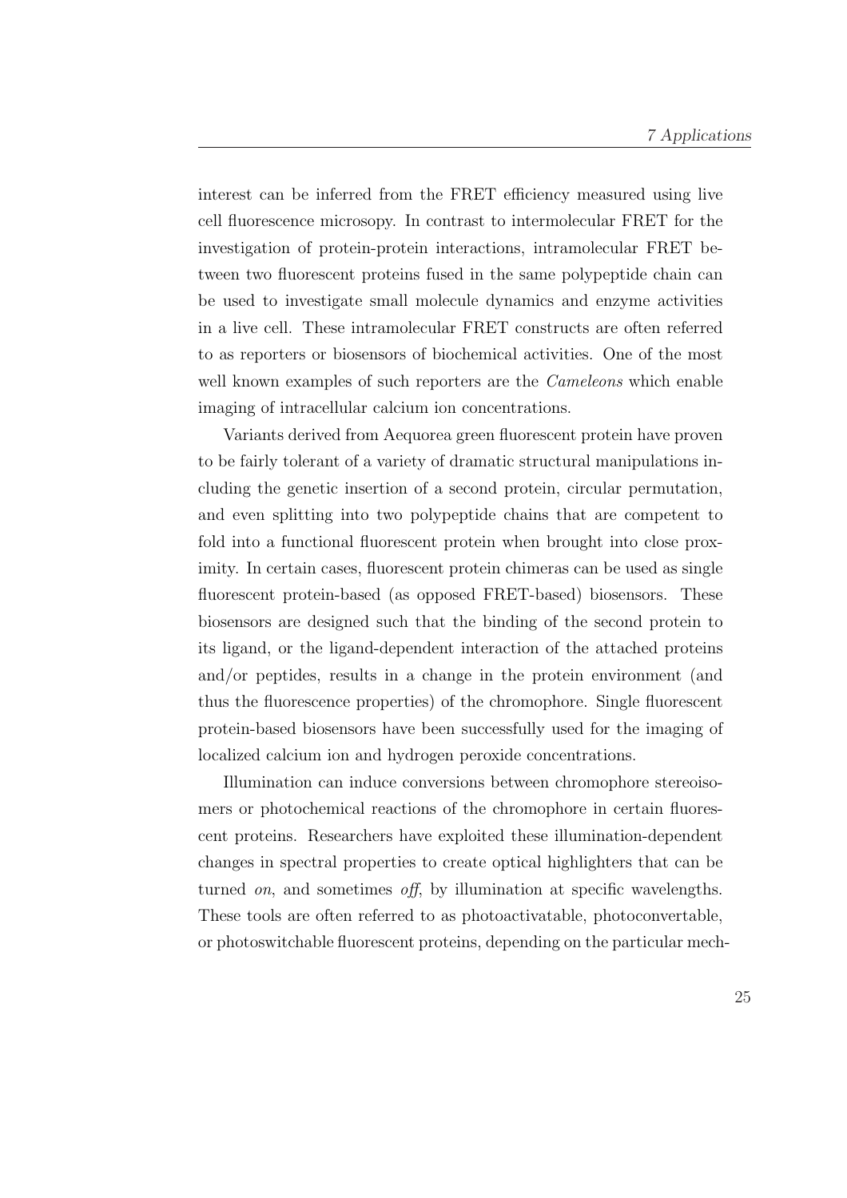interest can be inferred from the FRET efficiency measured using live cell fluorescence microsopy. In contrast to intermolecular FRET for the investigation of protein-protein interactions, intramolecular FRET between two fluorescent proteins fused in the same polypeptide chain can be used to investigate small molecule dynamics and enzyme activities in a live cell. These intramolecular FRET constructs are often referred to as reporters or biosensors of biochemical activities. One of the most well known examples of such reporters are the *Cameleons* which enable imaging of intracellular calcium ion concentrations.

Variants derived from Aequorea green fluorescent protein have proven to be fairly tolerant of a variety of dramatic structural manipulations including the genetic insertion of a second protein, circular permutation, and even splitting into two polypeptide chains that are competent to fold into a functional fluorescent protein when brought into close proximity. In certain cases, fluorescent protein chimeras can be used as single fluorescent protein-based (as opposed FRET-based) biosensors. These biosensors are designed such that the binding of the second protein to its ligand, or the ligand-dependent interaction of the attached proteins and/or peptides, results in a change in the protein environment (and thus the fluorescence properties) of the chromophore. Single fluorescent protein-based biosensors have been successfully used for the imaging of localized calcium ion and hydrogen peroxide concentrations.

Illumination can induce conversions between chromophore stereoisomers or photochemical reactions of the chromophore in certain fluorescent proteins. Researchers have exploited these illumination-dependent changes in spectral properties to create optical highlighters that can be turned *on*, and sometimes *off*, by illumination at specific wavelengths. These tools are often referred to as photoactivatable, photoconvertable, or photoswitchable fluorescent proteins, depending on the particular mech-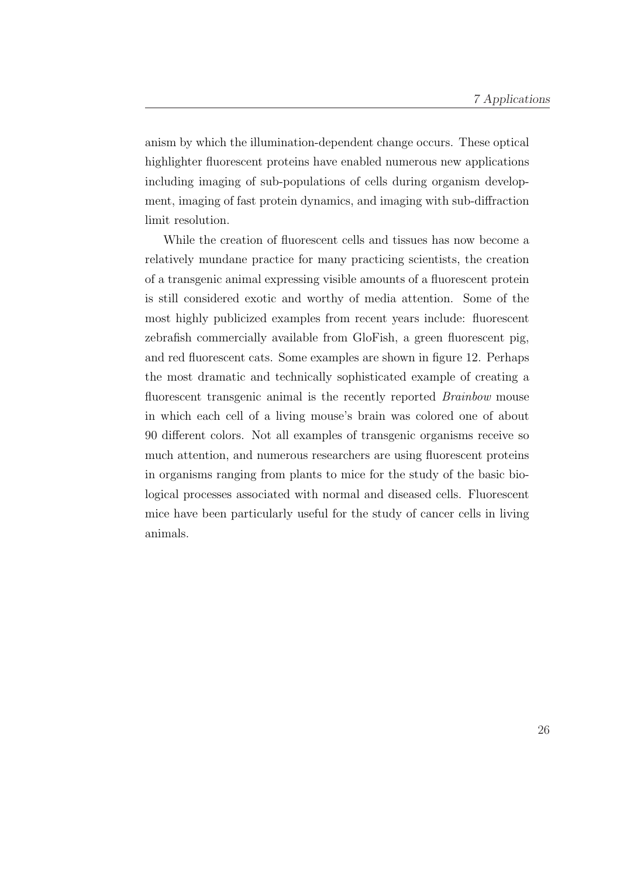anism by which the illumination-dependent change occurs. These optical highlighter fluorescent proteins have enabled numerous new applications including imaging of sub-populations of cells during organism development, imaging of fast protein dynamics, and imaging with sub-diffraction limit resolution.

While the creation of fluorescent cells and tissues has now become a relatively mundane practice for many practicing scientists, the creation of a transgenic animal expressing visible amounts of a fluorescent protein is still considered exotic and worthy of media attention. Some of the most highly publicized examples from recent years include: fluorescent zebrafish commercially available from GloFish, a green fluorescent pig, and red fluorescent cats. Some examples are shown in figure 12. Perhaps the most dramatic and technically sophisticated example of creating a fluorescent transgenic animal is the recently reported *Brainbow* mouse in which each cell of a living mouse's brain was colored one of about 90 different colors. Not all examples of transgenic organisms receive so much attention, and numerous researchers are using fluorescent proteins in organisms ranging from plants to mice for the study of the basic biological processes associated with normal and diseased cells. Fluorescent mice have been particularly useful for the study of cancer cells in living animals.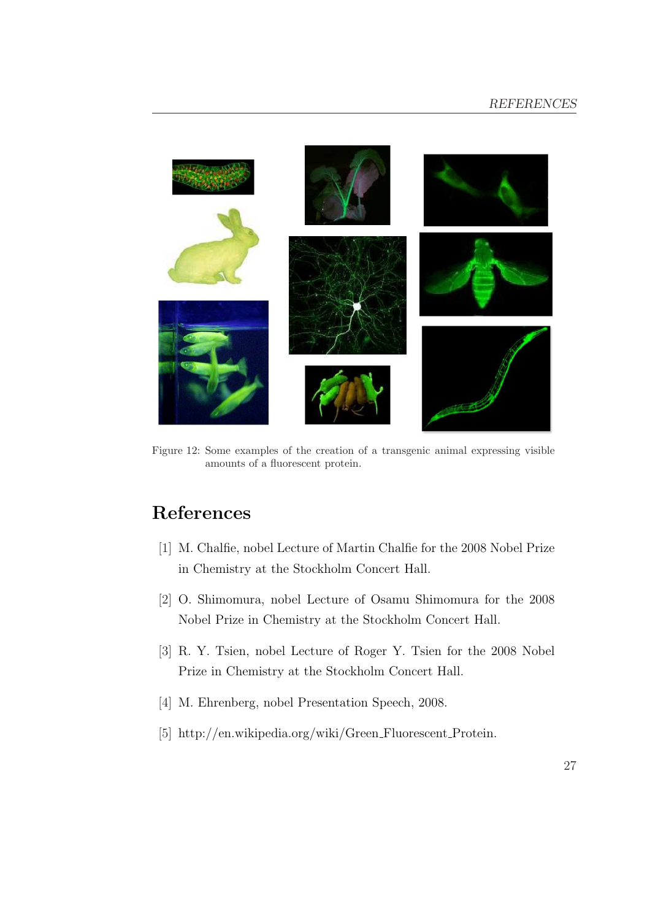Figure 12: Some examples of the creation of a transgenic animal expressing visible amounts of a fluorescent protein.

# References

[1] M. Chalfie, nobel Lecture of Martin Chalfie for the 2008 Nobel Prize in Chemistry at the Stockholm Concert Hall.

[2] O. Shimomura, nobel Lecture of Osamu Shimomura for the 2008 Nobel Prize in Chemistry at the Stockholm Concert Hall.

[3] R. Y. Tsien, nobel Lecture of Roger Y. Tsien for the 2008 Nobel Prize in Chemistry at the Stockholm Concert Hall.

[4] M. Ehrenberg, nobel Presentation Speech, 2008.

[5] http://en.wikipedia.org/wiki/Green_Fluorescent_Protein.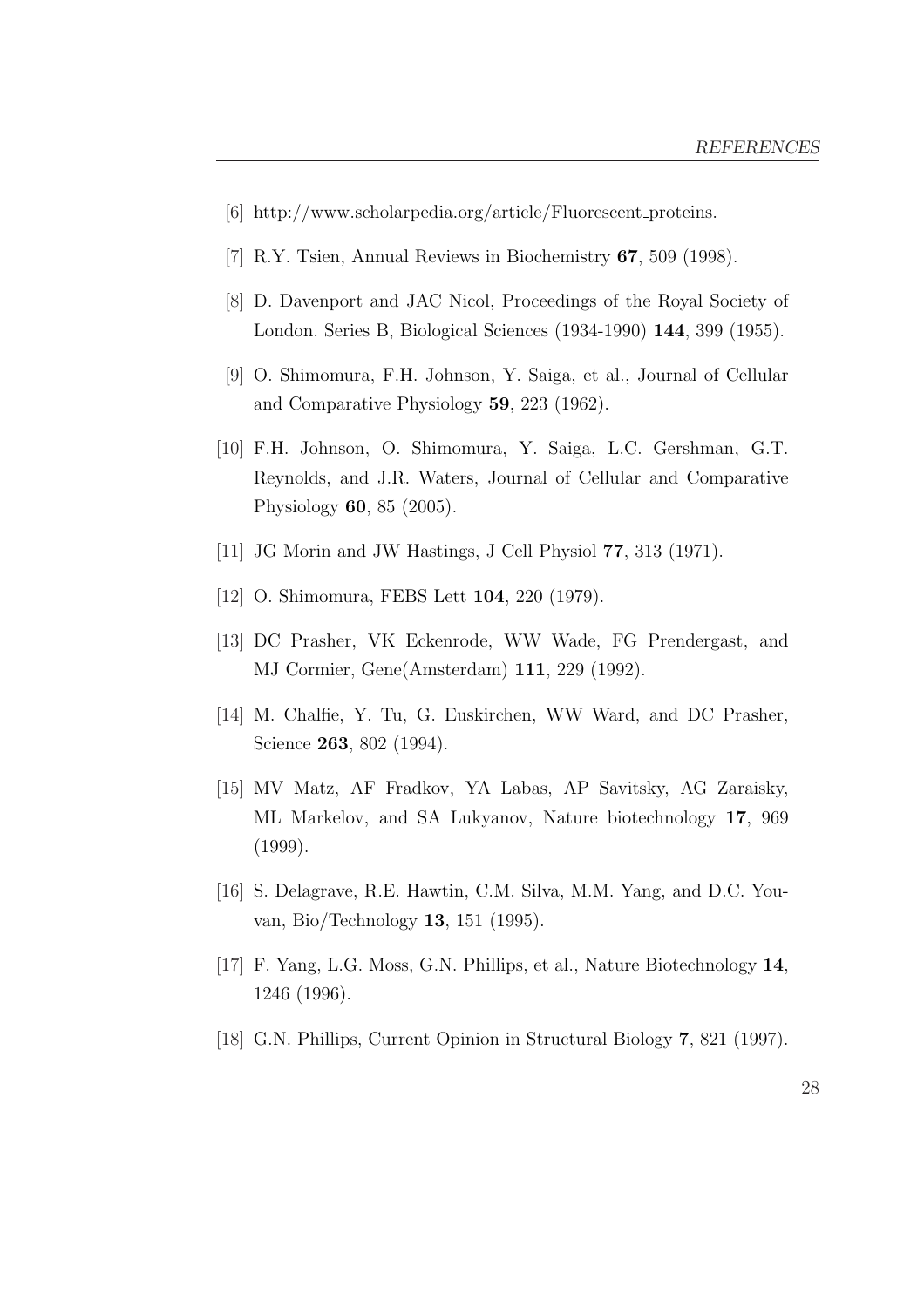[6] http://www.scholarpedia.org/article/Fluorescent_proteins.

[7] R.Y. Tsien, Annual Reviews in Biochemistry **67**, 509 (1998).

[8] D. Davenport and JAC Nicol, Proceedings of the Royal Society of London. Series B, Biological Sciences (1934-1990) **144**, 399 (1955).

[9] O. Shimomura, F.H. Johnson, Y. Saiga, et al., Journal of Cellular and Comparative Physiology **59**, 223 (1962).

[10] F.H. Johnson, O. Shimomura, Y. Saiga, L.C. Gershman, G.T. Reynolds, and J.R. Waters, Journal of Cellular and Comparative Physiology **60**, 85 (2005).

[11] JG Morin and JW Hastings, J Cell Physiol **77**, 313 (1971).

[12] O. Shimomura, FEBS Lett **104**, 220 (1979).

[13] DC Prasher, VK Eckenrode, WW Wade, FG Prendergast, and MJ Cormier, Gene(Amsterdam) **111**, 229 (1992).

[14] M. Chalfie, Y. Tu, G. Euskirchen, WW Ward, and DC Prasher, Science **263**, 802 (1994).

[15] MV Matz, AF Fradkov, YA Labas, AP Savitsky, AG Zaraisky, ML Markelov, and SA Lukyanov, Nature biotechnology **17**, 969 (1999).

[16] S. Delagrave, R.E. Hawtin, C.M. Silva, M.M. Yang, and D.C. Youvan, Bio/Technology **13**, 151 (1995).

[17] F. Yang, L.G. Moss, G.N. Phillips, et al., Nature Biotechnology **14**, 1246 (1996).

[18] G.N. Phillips, Current Opinion in Structural Biology **7**, 821 (1997).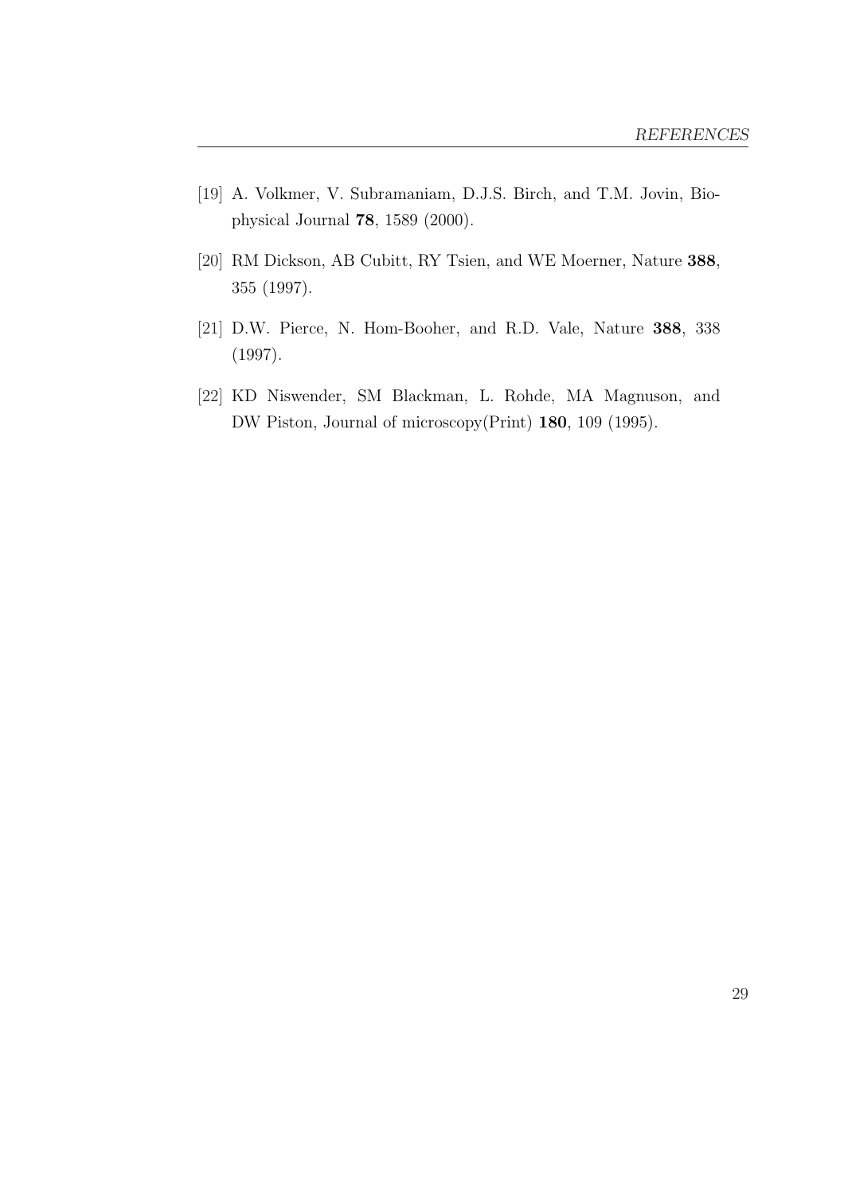[19] A. Volkmer, V. Subramaniam, D.J.S. Birch, and T.M. Jovin, Biophysical Journal **78**, 1589 (2000).

[20] RM Dickson, AB Cubitt, RY Tsien, and WE Moerner, Nature **388**, 355 (1997).

[21] D.W. Pierce, N. Hom-Booher, and R.D. Vale, Nature **388**, 338 (1997).

[22] KD Niswender, SM Blackman, L. Rohde, MA Magnuson, and DW Piston, Journal of microscopy(Print) **180**, 109 (1995).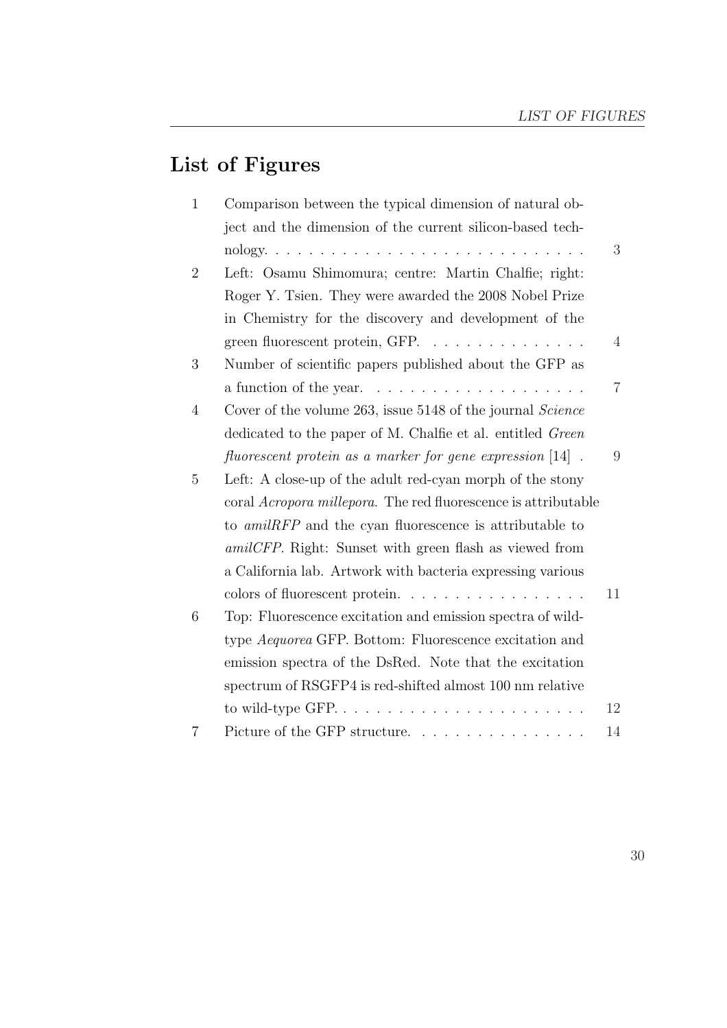# List of Figures

| | | |
|---|---|---|
| 1 | Comparison between the typical dimension of natural object and the dimension of the current silicon-based technology. | 3 |
| 2 | Left: Osamu Shimomura; centre: Martin Chalfie; right: Roger Y. Tsien. They were awarded the 2008 Nobel Prize in Chemistry for the discovery and development of the green fluorescent protein, GFP. | 4 |
| 3 | Number of scientific papers published about the GFP as a function of the year. | 7 |
| 4 | Cover of the volume 263, issue 5148 of the journal *Science* dedicated to the paper of M. Chalfie et al. entitled *Green fluorescent protein as a marker for gene expression* [14] | 9 |
| 5 | Left: A close-up of the adult red-cyan morph of the stony coral *Acropora millepora*. The red fluorescence is attributable to *amilRFP* and the cyan fluorescence is attributable to *amilCFP*. Right: Sunset with green flash as viewed from a California lab. Artwork with bacteria expressing various colors of fluorescent protein. | 11 |
| 6 | Top: Fluorescence excitation and emission spectra of wild-type *Aequorea* GFP. Bottom: Fluorescence excitation and emission spectra of the DsRed. Note that the excitation spectrum of RSGFP4 is red-shifted almost 100 nm relative to wild-type GFP. | 12 |
| 7 | Picture of the GFP structure. | 14 |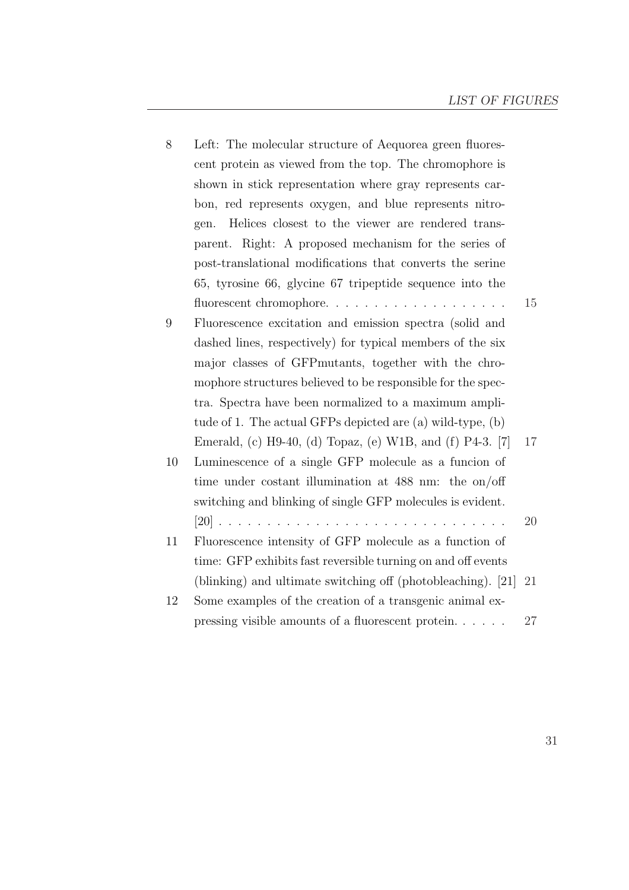8 Left: The molecular structure of Aequorea green fluorescent protein as viewed from the top. The chromophore is shown in stick representation where gray represents carbon, red represents oxygen, and blue represents nitrogen. Helices closest to the viewer are rendered transparent. Right: A proposed mechanism for the series of post-translational modifications that converts the serine 65, tyrosine 66, glycine 67 tripeptide sequence into the fluorescent chromophore. . . . . . . . . . . . . . . . . . . 15

9 Fluorescence excitation and emission spectra (solid and dashed lines, respectively) for typical members of the six major classes of GFPmutants, together with the chromophore structures believed to be responsible for the spectra. Spectra have been normalized to a maximum amplitude of 1. The actual GFPs depicted are (a) wild-type, (b) Emerald, (c) H9-40, (d) Topaz, (e) W1B, and (f) P4-3. [7] 17

10 Luminescence of a single GFP molecule as a funcion of time under costant illumination at 488 nm: the on/off switching and blinking of single GFP molecules is evident. [20] . . . . . . . . . . . . . . . . . . . . . . . . . . . . . 20

11 Fluorescence intensity of GFP molecule as a function of time: GFP exhibits fast reversible turning on and off events (blinking) and ultimate switching off (photobleaching). [21] 21

12 Some examples of the creation of a transgenic animal expressing visible amounts of a fluorescent protein. . . . . . 27